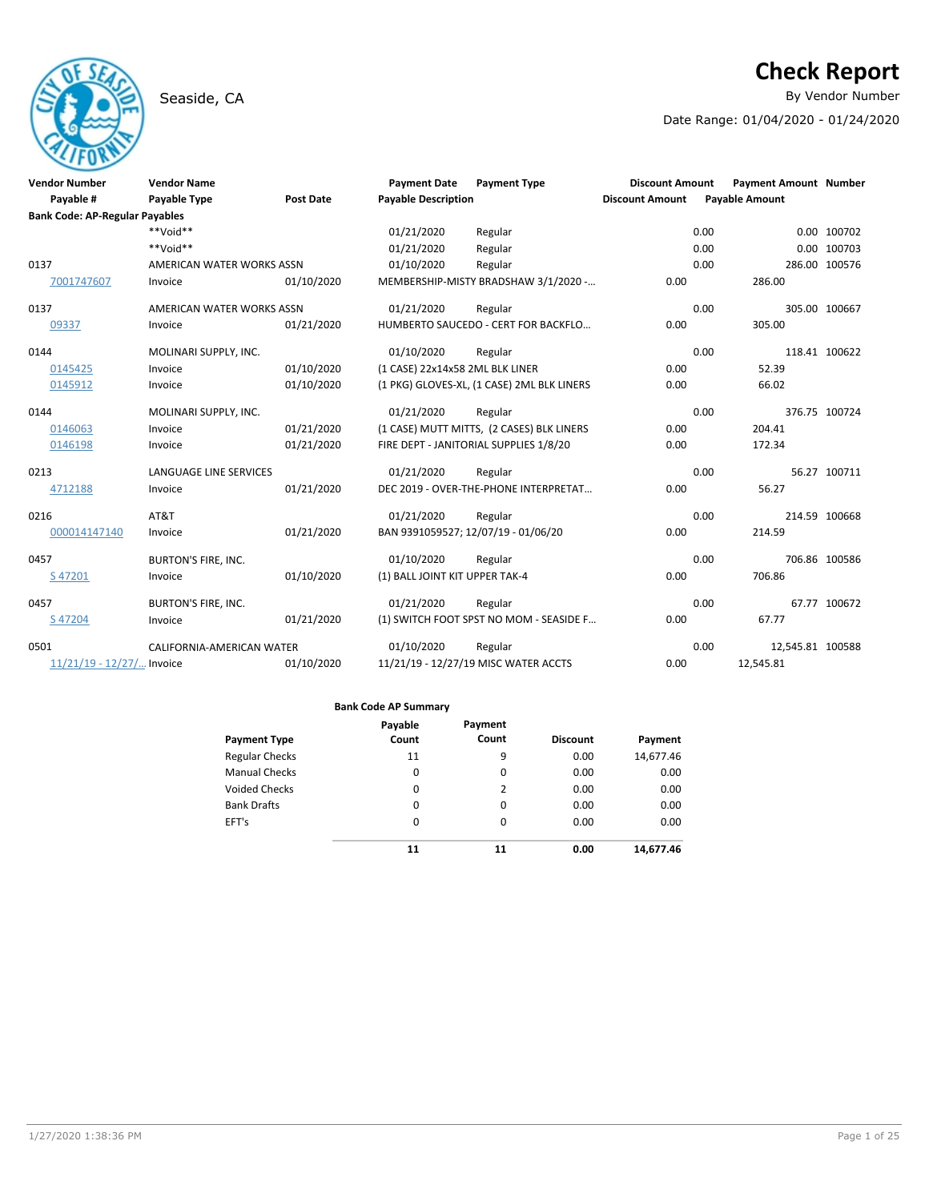# Check Report

Seaside, CA

By Vendor Number

Date Range: 01/04/2020 - 01/24/2020

| Vendor Number | Vendor Name | | Payment Date | Payment Type | Discount Amount | Payment Amount | Number |
|---|---|---|---|---|---|---|---|
| Payable # | Payable Type | Post Date | Payable Description | | Discount Amount | Payable Amount | |
| **Bank Code: AP-Regular Payables** | | | | | | | |
| | **Void** | | 01/21/2020 | Regular | 0.00 | 0.00 | 100702 |
| | **Void** | | 01/21/2020 | Regular | 0.00 | 0.00 | 100703 |
| 0137 | AMERICAN WATER WORKS ASSN | | 01/10/2020 | Regular | 0.00 | 286.00 | 100576 |
| 7001747607 | Invoice | 01/10/2020 | MEMBERSHIP-MISTY BRADSHAW 3/1/2020 -… | | 0.00 | 286.00 | |
| 0137 | AMERICAN WATER WORKS ASSN | | 01/21/2020 | Regular | 0.00 | 305.00 | 100667 |
| 09337 | Invoice | 01/21/2020 | HUMBERTO SAUCEDO - CERT FOR BACKFLO… | | 0.00 | 305.00 | |
| 0144 | MOLINARI SUPPLY, INC. | | 01/10/2020 | Regular | 0.00 | 118.41 | 100622 |
| 0145425 | Invoice | 01/10/2020 | (1 CASE) 22x14x58 2ML BLK LINER | | 0.00 | 52.39 | |
| 0145912 | Invoice | 01/10/2020 | (1 PKG) GLOVES-XL, (1 CASE) 2ML BLK LINERS | | 0.00 | 66.02 | |
| 0144 | MOLINARI SUPPLY, INC. | | 01/21/2020 | Regular | 0.00 | 376.75 | 100724 |
| 0146063 | Invoice | 01/21/2020 | (1 CASE) MUTT MITTS, (2 CASES) BLK LINERS | | 0.00 | 204.41 | |
| 0146198 | Invoice | 01/21/2020 | FIRE DEPT - JANITORIAL SUPPLIES 1/8/20 | | 0.00 | 172.34 | |
| 0213 | LANGUAGE LINE SERVICES | | 01/21/2020 | Regular | 0.00 | 56.27 | 100711 |
| 4712188 | Invoice | 01/21/2020 | DEC 2019 - OVER-THE-PHONE INTERPRETAT… | | 0.00 | 56.27 | |
| 0216 | AT&T | | 01/21/2020 | Regular | 0.00 | 214.59 | 100668 |
| 000014147140 | Invoice | 01/21/2020 | BAN 9391059527; 12/07/19 - 01/06/20 | | 0.00 | 214.59 | |
| 0457 | BURTON'S FIRE, INC. | | 01/10/2020 | Regular | 0.00 | 706.86 | 100586 |
| S 47201 | Invoice | 01/10/2020 | (1) BALL JOINT KIT UPPER TAK-4 | | 0.00 | 706.86 | |
| 0457 | BURTON'S FIRE, INC. | | 01/21/2020 | Regular | 0.00 | 67.77 | 100672 |
| S 47204 | Invoice | 01/21/2020 | (1) SWITCH FOOT SPST NO MOM - SEASIDE F… | | 0.00 | 67.77 | |
| 0501 | CALIFORNIA-AMERICAN WATER | | 01/10/2020 | Regular | 0.00 | 12,545.81 | 100588 |
| 11/21/19 - 12/27/… | Invoice | 01/10/2020 | 11/21/19 - 12/27/19 MISC WATER ACCTS | | 0.00 | 12,545.81 | |

**Bank Code AP Summary**

| Payment Type | Payable Count | Payment Count | Discount | Payment |
|---|---|---|---|---|
| Regular Checks | 11 | 9 | 0.00 | 14,677.46 |
| Manual Checks | 0 | 0 | 0.00 | 0.00 |
| Voided Checks | 0 | 2 | 0.00 | 0.00 |
| Bank Drafts | 0 | 0 | 0.00 | 0.00 |
| EFT's | 0 | 0 | 0.00 | 0.00 |
| | **11** | **11** | **0.00** | **14,677.46** |

1/27/2020 1:38:36 PM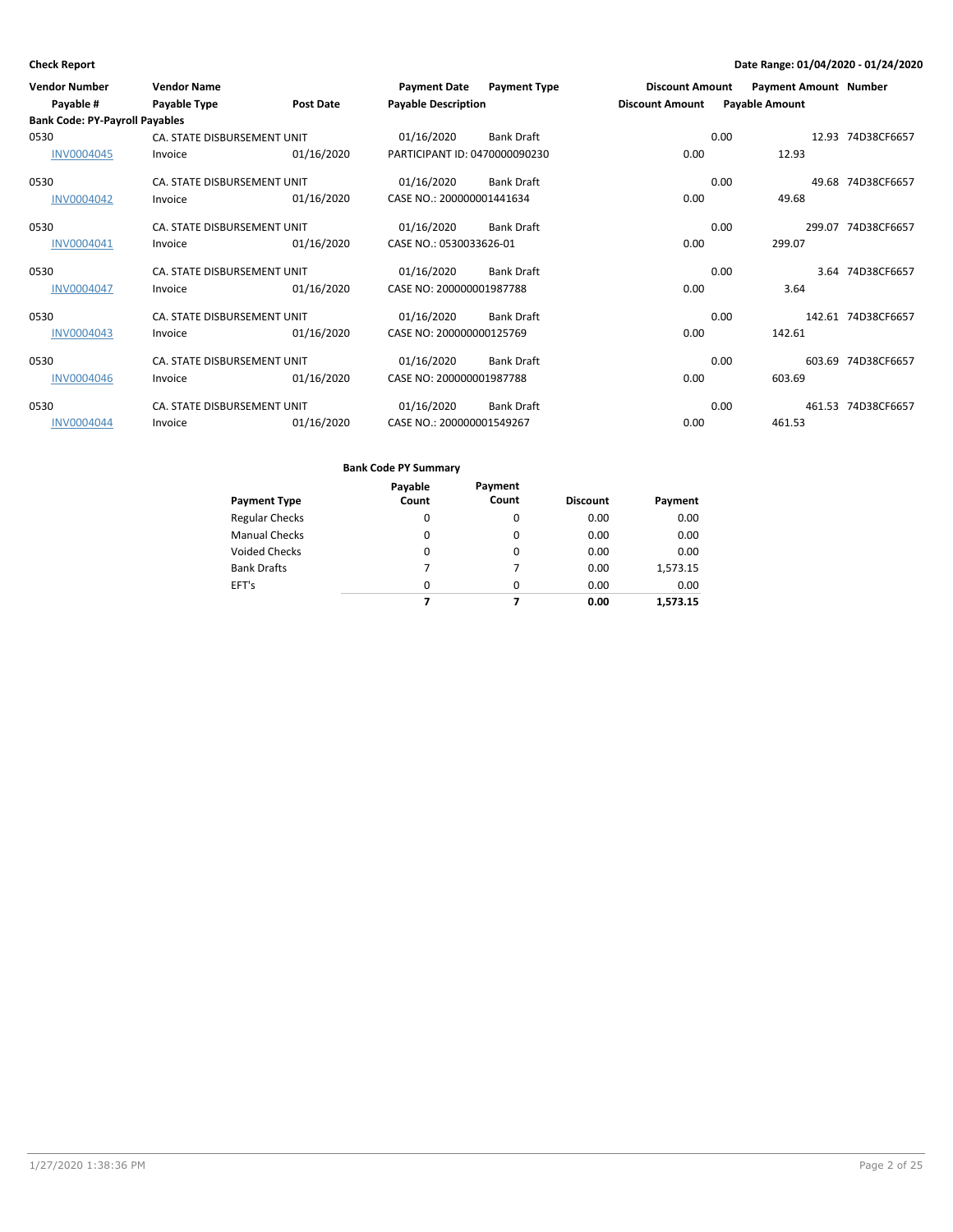**Check Report** — Date Range: 01/04/2020 - 01/24/2020

| Vendor Number | Vendor Name | | Payment Date | Payment Type | Discount Amount | Payment Amount | Number |
|---|---|---|---|---|---|---|---|
| Payable # | Payable Type | Post Date | Payable Description | | Discount Amount | Payable Amount | |
| **Bank Code: PY-Payroll Payables** | | | | | | | |
| 0530 | CA. STATE DISBURSEMENT UNIT | | 01/16/2020 | Bank Draft | 0.00 | 12.93 | 74D38CF6657 |
| INV0004045 | Invoice | 01/16/2020 | PARTICIPANT ID: 0470000090230 | | 0.00 | 12.93 | |
| 0530 | CA. STATE DISBURSEMENT UNIT | | 01/16/2020 | Bank Draft | 0.00 | 49.68 | 74D38CF6657 |
| INV0004042 | Invoice | 01/16/2020 | CASE NO.: 200000001441634 | | 0.00 | 49.68 | |
| 0530 | CA. STATE DISBURSEMENT UNIT | | 01/16/2020 | Bank Draft | 0.00 | 299.07 | 74D38CF6657 |
| INV0004041 | Invoice | 01/16/2020 | CASE NO.: 0530033626-01 | | 0.00 | 299.07 | |
| 0530 | CA. STATE DISBURSEMENT UNIT | | 01/16/2020 | Bank Draft | 0.00 | 3.64 | 74D38CF6657 |
| INV0004047 | Invoice | 01/16/2020 | CASE NO: 200000001987788 | | 0.00 | 3.64 | |
| 0530 | CA. STATE DISBURSEMENT UNIT | | 01/16/2020 | Bank Draft | 0.00 | 142.61 | 74D38CF6657 |
| INV0004043 | Invoice | 01/16/2020 | CASE NO: 200000000125769 | | 0.00 | 142.61 | |
| 0530 | CA. STATE DISBURSEMENT UNIT | | 01/16/2020 | Bank Draft | 0.00 | 603.69 | 74D38CF6657 |
| INV0004046 | Invoice | 01/16/2020 | CASE NO: 200000001987788 | | 0.00 | 603.69 | |
| 0530 | CA. STATE DISBURSEMENT UNIT | | 01/16/2020 | Bank Draft | 0.00 | 461.53 | 74D38CF6657 |
| INV0004044 | Invoice | 01/16/2020 | CASE NO.: 200000001549267 | | 0.00 | 461.53 | |

**Bank Code PY Summary**

| Payment Type | Payable Count | Payment Count | Discount | Payment |
|---|---|---|---|---|
| Regular Checks | 0 | 0 | 0.00 | 0.00 |
| Manual Checks | 0 | 0 | 0.00 | 0.00 |
| Voided Checks | 0 | 0 | 0.00 | 0.00 |
| Bank Drafts | 7 | 7 | 0.00 | 1,573.15 |
| EFT's | 0 | 0 | 0.00 | 0.00 |
| | **7** | **7** | **0.00** | **1,573.15** |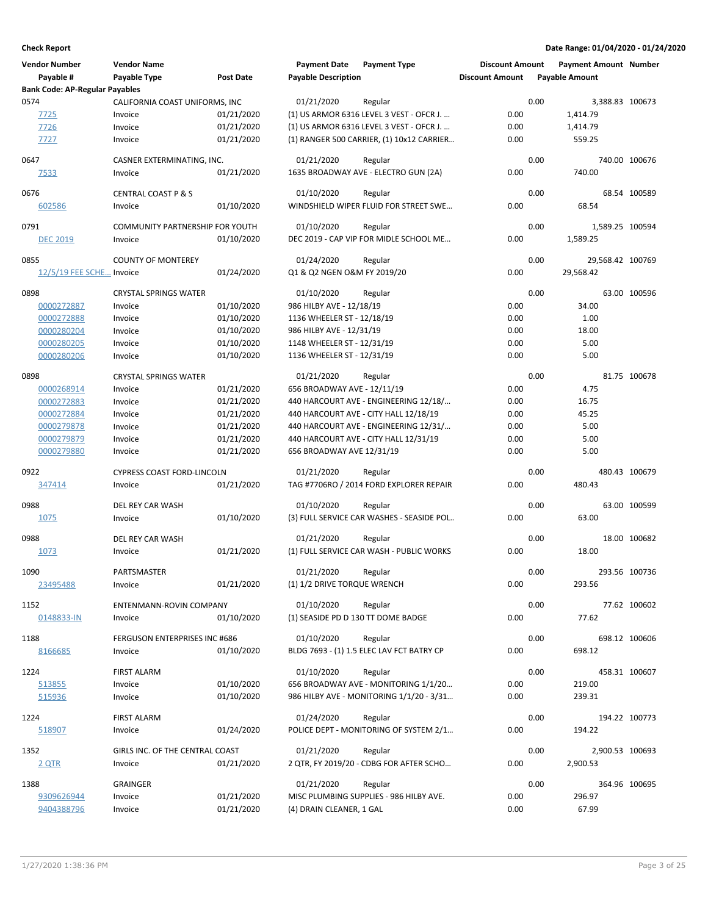**Check Report**

**Date Range: 01/04/2020 - 01/24/2020**

| Vendor Number | Vendor Name | | Payment Date | Payment Type | Discount Amount | Payment Amount | Number |
|---|---|---|---|---|---|---|---|
| Payable # | Payable Type | Post Date | Payable Description | | Discount Amount | Payable Amount | |
| **Bank Code: AP-Regular Payables** | | | | | | | |
| 0574 | CALIFORNIA COAST UNIFORMS, INC | | 01/21/2020 | Regular | 0.00 | 3,388.83 | 100673 |
| 7725 | Invoice | 01/21/2020 | (1) US ARMOR 6316 LEVEL 3 VEST - OFCR J. ... | | 0.00 | 1,414.79 | |
| 7726 | Invoice | 01/21/2020 | (1) US ARMOR 6316 LEVEL 3 VEST - OFCR J. ... | | 0.00 | 1,414.79 | |
| 7727 | Invoice | 01/21/2020 | (1) RANGER 500 CARRIER, (1) 10x12 CARRIER... | | 0.00 | 559.25 | |
| 0647 | CASNER EXTERMINATING, INC. | | 01/21/2020 | Regular | 0.00 | 740.00 | 100676 |
| 7533 | Invoice | 01/21/2020 | 1635 BROADWAY AVE - ELECTRO GUN (2A) | | 0.00 | 740.00 | |
| 0676 | CENTRAL COAST P & S | | 01/10/2020 | Regular | 0.00 | 68.54 | 100589 |
| 602586 | Invoice | 01/10/2020 | WINDSHIELD WIPER FLUID FOR STREET SWE... | | 0.00 | 68.54 | |
| 0791 | COMMUNITY PARTNERSHIP FOR YOUTH | | 01/10/2020 | Regular | 0.00 | 1,589.25 | 100594 |
| DEC 2019 | Invoice | 01/10/2020 | DEC 2019 - CAP VIP FOR MIDLE SCHOOL ME... | | 0.00 | 1,589.25 | |
| 0855 | COUNTY OF MONTEREY | | 01/24/2020 | Regular | 0.00 | 29,568.42 | 100769 |
| 12/5/19 FEE SCHE... | Invoice | 01/24/2020 | Q1 & Q2 NGEN O&M FY 2019/20 | | 0.00 | 29,568.42 | |
| 0898 | CRYSTAL SPRINGS WATER | | 01/10/2020 | Regular | 0.00 | 63.00 | 100596 |
| 0000272887 | Invoice | 01/10/2020 | 986 HILBY AVE - 12/18/19 | | 0.00 | 34.00 | |
| 0000272888 | Invoice | 01/10/2020 | 1136 WHEELER ST - 12/18/19 | | 0.00 | 1.00 | |
| 0000280204 | Invoice | 01/10/2020 | 986 HILBY AVE - 12/31/19 | | 0.00 | 18.00 | |
| 0000280205 | Invoice | 01/10/2020 | 1148 WHEELER ST - 12/31/19 | | 0.00 | 5.00 | |
| 0000280206 | Invoice | 01/10/2020 | 1136 WHEELER ST - 12/31/19 | | 0.00 | 5.00 | |
| 0898 | CRYSTAL SPRINGS WATER | | 01/21/2020 | Regular | 0.00 | 81.75 | 100678 |
| 0000268914 | Invoice | 01/21/2020 | 656 BROADWAY AVE - 12/11/19 | | 0.00 | 4.75 | |
| 0000272883 | Invoice | 01/21/2020 | 440 HARCOURT AVE - ENGINEERING 12/18/... | | 0.00 | 16.75 | |
| 0000272884 | Invoice | 01/21/2020 | 440 HARCOURT AVE - CITY HALL 12/18/19 | | 0.00 | 45.25 | |
| 0000279878 | Invoice | 01/21/2020 | 440 HARCOURT AVE - ENGINEERING 12/31/... | | 0.00 | 5.00 | |
| 0000279879 | Invoice | 01/21/2020 | 440 HARCOURT AVE - CITY HALL 12/31/19 | | 0.00 | 5.00 | |
| 0000279880 | Invoice | 01/21/2020 | 656 BROADWAY AVE 12/31/19 | | 0.00 | 5.00 | |
| 0922 | CYPRESS COAST FORD-LINCOLN | | 01/21/2020 | Regular | 0.00 | 480.43 | 100679 |
| 347414 | Invoice | 01/21/2020 | TAG #7706RO / 2014 FORD EXPLORER REPAIR | | 0.00 | 480.43 | |
| 0988 | DEL REY CAR WASH | | 01/10/2020 | Regular | 0.00 | 63.00 | 100599 |
| 1075 | Invoice | 01/10/2020 | (3) FULL SERVICE CAR WASHES - SEASIDE POL.. | | 0.00 | 63.00 | |
| 0988 | DEL REY CAR WASH | | 01/21/2020 | Regular | 0.00 | 18.00 | 100682 |
| 1073 | Invoice | 01/21/2020 | (1) FULL SERVICE CAR WASH - PUBLIC WORKS | | 0.00 | 18.00 | |
| 1090 | PARTSMASTER | | 01/21/2020 | Regular | 0.00 | 293.56 | 100736 |
| 23495488 | Invoice | 01/21/2020 | (1) 1/2 DRIVE TORQUE WRENCH | | 0.00 | 293.56 | |
| 1152 | ENTENMANN-ROVIN COMPANY | | 01/10/2020 | Regular | 0.00 | 77.62 | 100602 |
| 0148833-IN | Invoice | 01/10/2020 | (1) SEASIDE PD D 130 TT DOME BADGE | | 0.00 | 77.62 | |
| 1188 | FERGUSON ENTERPRISES INC #686 | | 01/10/2020 | Regular | 0.00 | 698.12 | 100606 |
| 8166685 | Invoice | 01/10/2020 | BLDG 7693 - (1) 1.5 ELEC LAV FCT BATRY CP | | 0.00 | 698.12 | |
| 1224 | FIRST ALARM | | 01/10/2020 | Regular | 0.00 | 458.31 | 100607 |
| 513855 | Invoice | 01/10/2020 | 656 BROADWAY AVE - MONITORING 1/1/20... | | 0.00 | 219.00 | |
| 515936 | Invoice | 01/10/2020 | 986 HILBY AVE - MONITORING 1/1/20 - 3/31... | | 0.00 | 239.31 | |
| 1224 | FIRST ALARM | | 01/24/2020 | Regular | 0.00 | 194.22 | 100773 |
| 518907 | Invoice | 01/24/2020 | POLICE DEPT - MONITORING OF SYSTEM 2/1... | | 0.00 | 194.22 | |
| 1352 | GIRLS INC. OF THE CENTRAL COAST | | 01/21/2020 | Regular | 0.00 | 2,900.53 | 100693 |
| 2 QTR | Invoice | 01/21/2020 | 2 QTR, FY 2019/20 - CDBG FOR AFTER SCHO... | | 0.00 | 2,900.53 | |
| 1388 | GRAINGER | | 01/21/2020 | Regular | 0.00 | 364.96 | 100695 |
| 9309626944 | Invoice | 01/21/2020 | MISC PLUMBING SUPPLIES - 986 HILBY AVE. | | 0.00 | 296.97 | |
| 9404388796 | Invoice | 01/21/2020 | (4) DRAIN CLEANER, 1 GAL | | 0.00 | 67.99 | |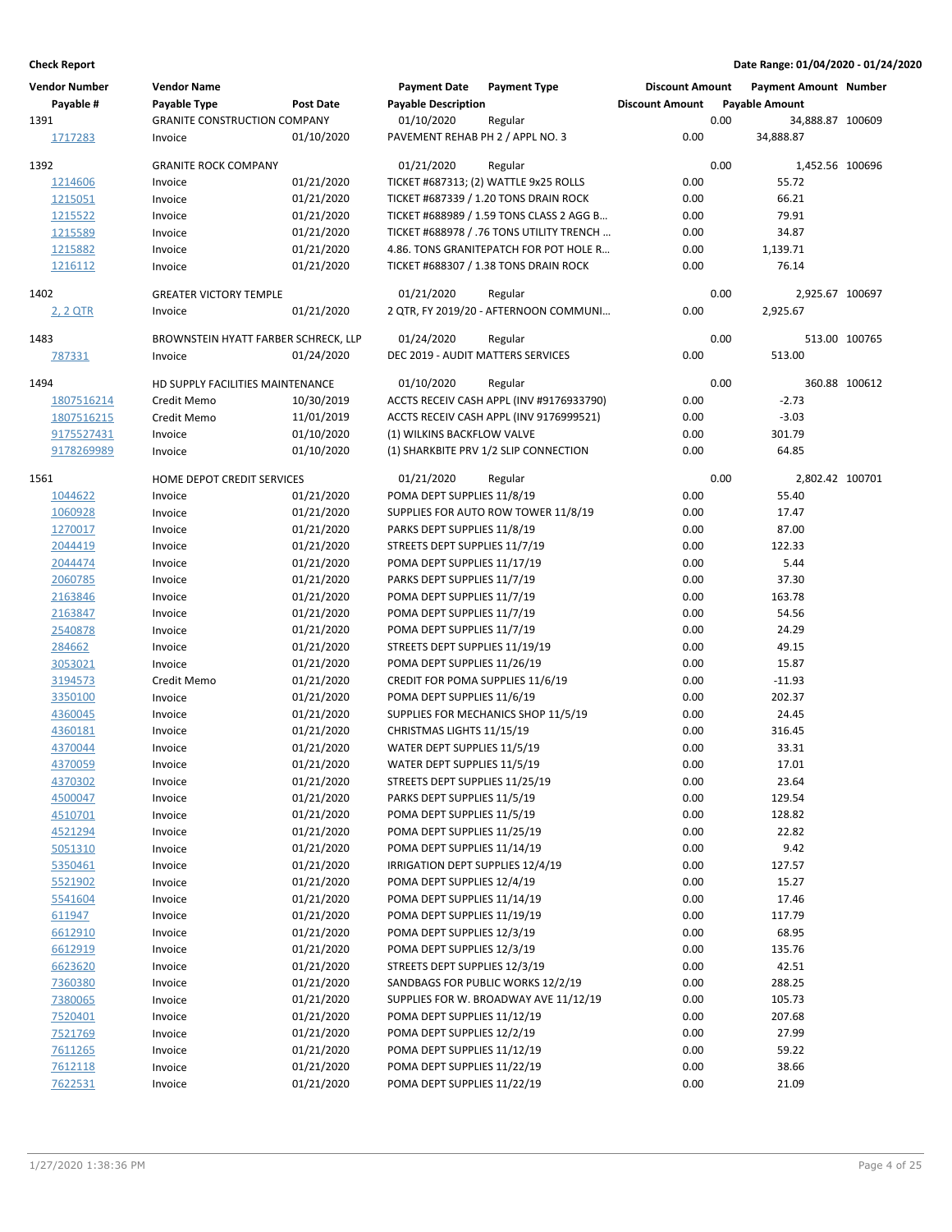**Check Report**

**Date Range: 01/04/2020 - 01/24/2020**

| Vendor Number | Vendor Name | | Payment Date | Payment Type | Discount Amount | Payment Amount | Number |
|---|---|---|---|---|---|---|---|
| Payable # | Payable Type | Post Date | Payable Description | | Discount Amount | Payable Amount | |
| 1391 | GRANITE CONSTRUCTION COMPANY | | 01/10/2020 | Regular | 0.00 | 34,888.87 | 100609 |
| 1717283 | Invoice | 01/10/2020 | PAVEMENT REHAB PH 2 / APPL NO. 3 | | 0.00 | 34,888.87 | |
| 1392 | GRANITE ROCK COMPANY | | 01/21/2020 | Regular | 0.00 | 1,452.56 | 100696 |
| 1214606 | Invoice | 01/21/2020 | TICKET #687313; (2) WATTLE 9x25 ROLLS | | 0.00 | 55.72 | |
| 1215051 | Invoice | 01/21/2020 | TICKET #687339 / 1.20 TONS DRAIN ROCK | | 0.00 | 66.21 | |
| 1215522 | Invoice | 01/21/2020 | TICKET #688989 / 1.59 TONS CLASS 2 AGG B… | | 0.00 | 79.91 | |
| 1215589 | Invoice | 01/21/2020 | TICKET #688978 / .76 TONS UTILITY TRENCH … | | 0.00 | 34.87 | |
| 1215882 | Invoice | 01/21/2020 | 4.86. TONS GRANITEPATCH FOR POT HOLE R… | | 0.00 | 1,139.71 | |
| 1216112 | Invoice | 01/21/2020 | TICKET #688307 / 1.38 TONS DRAIN ROCK | | 0.00 | 76.14 | |
| 1402 | GREATER VICTORY TEMPLE | | 01/21/2020 | Regular | 0.00 | 2,925.67 | 100697 |
| 2, 2 QTR | Invoice | 01/21/2020 | 2 QTR, FY 2019/20 - AFTERNOON COMMUNI… | | 0.00 | 2,925.67 | |
| 1483 | BROWNSTEIN HYATT FARBER SCHRECK, LLP | | 01/24/2020 | Regular | 0.00 | 513.00 | 100765 |
| 787331 | Invoice | 01/24/2020 | DEC 2019 - AUDIT MATTERS SERVICES | | 0.00 | 513.00 | |
| 1494 | HD SUPPLY FACILITIES MAINTENANCE | | 01/10/2020 | Regular | 0.00 | 360.88 | 100612 |
| 1807516214 | Credit Memo | 10/30/2019 | ACCTS RECEIV CASH APPL (INV #9176933790) | | 0.00 | -2.73 | |
| 1807516215 | Credit Memo | 11/01/2019 | ACCTS RECEIV CASH APPL (INV 9176999521) | | 0.00 | -3.03 | |
| 9175527431 | Invoice | 01/10/2020 | (1) WILKINS BACKFLOW VALVE | | 0.00 | 301.79 | |
| 9178269989 | Invoice | 01/10/2020 | (1) SHARKBITE PRV 1/2 SLIP CONNECTION | | 0.00 | 64.85 | |
| 1561 | HOME DEPOT CREDIT SERVICES | | 01/21/2020 | Regular | 0.00 | 2,802.42 | 100701 |
| 1044622 | Invoice | 01/21/2020 | POMA DEPT SUPPLIES 11/8/19 | | 0.00 | 55.40 | |
| 1060928 | Invoice | 01/21/2020 | SUPPLIES FOR AUTO ROW TOWER 11/8/19 | | 0.00 | 17.47 | |
| 1270017 | Invoice | 01/21/2020 | PARKS DEPT SUPPLIES 11/8/19 | | 0.00 | 87.00 | |
| 2044419 | Invoice | 01/21/2020 | STREETS DEPT SUPPLIES 11/7/19 | | 0.00 | 122.33 | |
| 2044474 | Invoice | 01/21/2020 | POMA DEPT SUPPLIES 11/17/19 | | 0.00 | 5.44 | |
| 2060785 | Invoice | 01/21/2020 | PARKS DEPT SUPPLIES 11/7/19 | | 0.00 | 37.30 | |
| 2163846 | Invoice | 01/21/2020 | POMA DEPT SUPPLIES 11/7/19 | | 0.00 | 163.78 | |
| 2163847 | Invoice | 01/21/2020 | POMA DEPT SUPPLIES 11/7/19 | | 0.00 | 54.56 | |
| 2540878 | Invoice | 01/21/2020 | POMA DEPT SUPPLIES 11/7/19 | | 0.00 | 24.29 | |
| 284662 | Invoice | 01/21/2020 | STREETS DEPT SUPPLIES 11/19/19 | | 0.00 | 49.15 | |
| 3053021 | Invoice | 01/21/2020 | POMA DEPT SUPPLIES 11/26/19 | | 0.00 | 15.87 | |
| 3194573 | Credit Memo | 01/21/2020 | CREDIT FOR POMA SUPPLIES 11/6/19 | | 0.00 | -11.93 | |
| 3350100 | Invoice | 01/21/2020 | POMA DEPT SUPPLIES 11/6/19 | | 0.00 | 202.37 | |
| 4360045 | Invoice | 01/21/2020 | SUPPLIES FOR MECHANICS SHOP 11/5/19 | | 0.00 | 24.45 | |
| 4360181 | Invoice | 01/21/2020 | CHRISTMAS LIGHTS 11/15/19 | | 0.00 | 316.45 | |
| 4370044 | Invoice | 01/21/2020 | WATER DEPT SUPPLIES 11/5/19 | | 0.00 | 33.31 | |
| 4370059 | Invoice | 01/21/2020 | WATER DEPT SUPPLIES 11/5/19 | | 0.00 | 17.01 | |
| 4370302 | Invoice | 01/21/2020 | STREETS DEPT SUPPLIES 11/25/19 | | 0.00 | 23.64 | |
| 4500047 | Invoice | 01/21/2020 | PARKS DEPT SUPPLIES 11/5/19 | | 0.00 | 129.54 | |
| 4510701 | Invoice | 01/21/2020 | POMA DEPT SUPPLIES 11/5/19 | | 0.00 | 128.82 | |
| 4521294 | Invoice | 01/21/2020 | POMA DEPT SUPPLIES 11/25/19 | | 0.00 | 22.82 | |
| 5051310 | Invoice | 01/21/2020 | POMA DEPT SUPPLIES 11/14/19 | | 0.00 | 9.42 | |
| 5350461 | Invoice | 01/21/2020 | IRRIGATION DEPT SUPPLIES 12/4/19 | | 0.00 | 127.57 | |
| 5521902 | Invoice | 01/21/2020 | POMA DEPT SUPPLIES 12/4/19 | | 0.00 | 15.27 | |
| 5541604 | Invoice | 01/21/2020 | POMA DEPT SUPPLIES 11/14/19 | | 0.00 | 17.46 | |
| 611947 | Invoice | 01/21/2020 | POMA DEPT SUPPLIES 11/19/19 | | 0.00 | 117.79 | |
| 6612910 | Invoice | 01/21/2020 | POMA DEPT SUPPLIES 12/3/19 | | 0.00 | 68.95 | |
| 6612919 | Invoice | 01/21/2020 | POMA DEPT SUPPLIES 12/3/19 | | 0.00 | 135.76 | |
| 6623620 | Invoice | 01/21/2020 | STREETS DEPT SUPPLIES 12/3/19 | | 0.00 | 42.51 | |
| 7360380 | Invoice | 01/21/2020 | SANDBAGS FOR PUBLIC WORKS 12/2/19 | | 0.00 | 288.25 | |
| 7380065 | Invoice | 01/21/2020 | SUPPLIES FOR W. BROADWAY AVE 11/12/19 | | 0.00 | 105.73 | |
| 7520401 | Invoice | 01/21/2020 | POMA DEPT SUPPLIES 11/12/19 | | 0.00 | 207.68 | |
| 7521769 | Invoice | 01/21/2020 | POMA DEPT SUPPLIES 12/2/19 | | 0.00 | 27.99 | |
| 7611265 | Invoice | 01/21/2020 | POMA DEPT SUPPLIES 11/12/19 | | 0.00 | 59.22 | |
| 7612118 | Invoice | 01/21/2020 | POMA DEPT SUPPLIES 11/22/19 | | 0.00 | 38.66 | |
| 7622531 | Invoice | 01/21/2020 | POMA DEPT SUPPLIES 11/22/19 | | 0.00 | 21.09 | |

1/27/2020 1:38:36 PM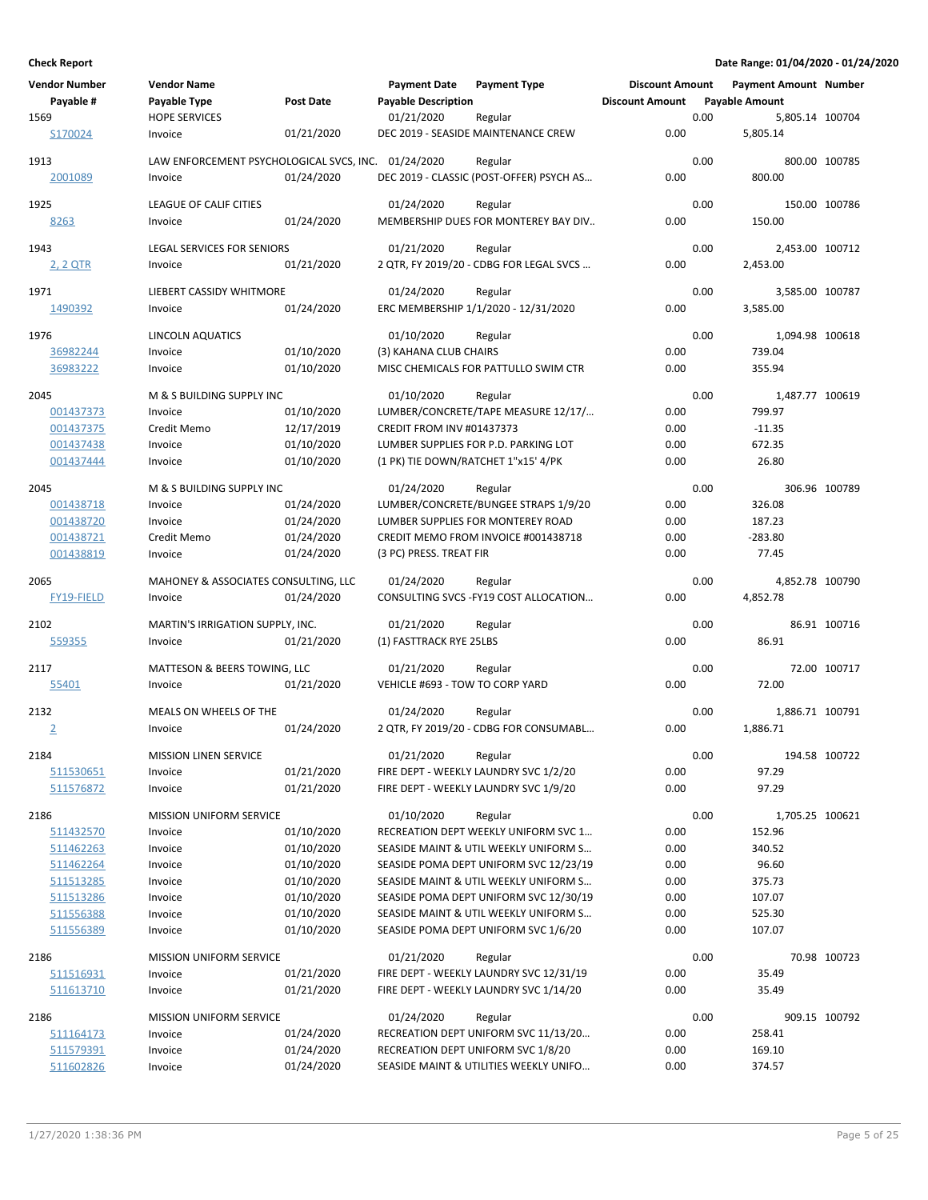**Check Report**

**Date Range: 01/04/2020 - 01/24/2020**

| Vendor Number | Vendor Name | | Payment Date | Payment Type | Discount Amount | Payment Amount | Number |
|---|---|---|---|---|---|---|---|
| **Payable #** | **Payable Type** | **Post Date** | **Payable Description** | | **Discount Amount** | **Payable Amount** | |
| 1569 | HOPE SERVICES | | 01/21/2020 | Regular | 0.00 | 5,805.14 | 100704 |
| S170024 | Invoice | 01/21/2020 | DEC 2019 - SEASIDE MAINTENANCE CREW | | 0.00 | 5,805.14 | |
| 1913 | LAW ENFORCEMENT PSYCHOLOGICAL SVCS, INC. | | 01/24/2020 | Regular | 0.00 | 800.00 | 100785 |
| 2001089 | Invoice | 01/24/2020 | DEC 2019 - CLASSIC (POST-OFFER) PSYCH AS… | | 0.00 | 800.00 | |
| 1925 | LEAGUE OF CALIF CITIES | | 01/24/2020 | Regular | 0.00 | 150.00 | 100786 |
| 8263 | Invoice | 01/24/2020 | MEMBERSHIP DUES FOR MONTEREY BAY DIV.. | | 0.00 | 150.00 | |
| 1943 | LEGAL SERVICES FOR SENIORS | | 01/21/2020 | Regular | 0.00 | 2,453.00 | 100712 |
| 2, 2 QTR | Invoice | 01/21/2020 | 2 QTR, FY 2019/20 - CDBG FOR LEGAL SVCS … | | 0.00 | 2,453.00 | |
| 1971 | LIEBERT CASSIDY WHITMORE | | 01/24/2020 | Regular | 0.00 | 3,585.00 | 100787 |
| 1490392 | Invoice | 01/24/2020 | ERC MEMBERSHIP 1/1/2020 - 12/31/2020 | | 0.00 | 3,585.00 | |
| 1976 | LINCOLN AQUATICS | | 01/10/2020 | Regular | 0.00 | 1,094.98 | 100618 |
| 36982244 | Invoice | 01/10/2020 | (3) KAHANA CLUB CHAIRS | | 0.00 | 739.04 | |
| 36983222 | Invoice | 01/10/2020 | MISC CHEMICALS FOR PATTULLO SWIM CTR | | 0.00 | 355.94 | |
| 2045 | M & S BUILDING SUPPLY INC | | 01/10/2020 | Regular | 0.00 | 1,487.77 | 100619 |
| 001437373 | Invoice | 01/10/2020 | LUMBER/CONCRETE/TAPE MEASURE 12/17/… | | 0.00 | 799.97 | |
| 001437375 | Credit Memo | 12/17/2019 | CREDIT FROM INV #01437373 | | 0.00 | -11.35 | |
| 001437438 | Invoice | 01/10/2020 | LUMBER SUPPLIES FOR P.D. PARKING LOT | | 0.00 | 672.35 | |
| 001437444 | Invoice | 01/10/2020 | (1 PK) TIE DOWN/RATCHET 1"x15' 4/PK | | 0.00 | 26.80 | |
| 2045 | M & S BUILDING SUPPLY INC | | 01/24/2020 | Regular | 0.00 | 306.96 | 100789 |
| 001438718 | Invoice | 01/24/2020 | LUMBER/CONCRETE/BUNGEE STRAPS 1/9/20 | | 0.00 | 326.08 | |
| 001438720 | Invoice | 01/24/2020 | LUMBER SUPPLIES FOR MONTEREY ROAD | | 0.00 | 187.23 | |
| 001438721 | Credit Memo | 01/24/2020 | CREDIT MEMO FROM INVOICE #001438718 | | 0.00 | -283.80 | |
| 001438819 | Invoice | 01/24/2020 | (3 PC) PRESS. TREAT FIR | | 0.00 | 77.45 | |
| 2065 | MAHONEY & ASSOCIATES CONSULTING, LLC | | 01/24/2020 | Regular | 0.00 | 4,852.78 | 100790 |
| FY19-FIELD | Invoice | 01/24/2020 | CONSULTING SVCS -FY19 COST ALLOCATION… | | 0.00 | 4,852.78 | |
| 2102 | MARTIN'S IRRIGATION SUPPLY, INC. | | 01/21/2020 | Regular | 0.00 | 86.91 | 100716 |
| 559355 | Invoice | 01/21/2020 | (1) FASTTRACK RYE 25LBS | | 0.00 | 86.91 | |
| 2117 | MATTESON & BEERS TOWING, LLC | | 01/21/2020 | Regular | 0.00 | 72.00 | 100717 |
| 55401 | Invoice | 01/21/2020 | VEHICLE #693 - TOW TO CORP YARD | | 0.00 | 72.00 | |
| 2132 | MEALS ON WHEELS OF THE | | 01/24/2020 | Regular | 0.00 | 1,886.71 | 100791 |
| 2 | Invoice | 01/24/2020 | 2 QTR, FY 2019/20 - CDBG FOR CONSUMABL… | | 0.00 | 1,886.71 | |
| 2184 | MISSION LINEN SERVICE | | 01/21/2020 | Regular | 0.00 | 194.58 | 100722 |
| 511530651 | Invoice | 01/21/2020 | FIRE DEPT - WEEKLY LAUNDRY SVC 1/2/20 | | 0.00 | 97.29 | |
| 511576872 | Invoice | 01/21/2020 | FIRE DEPT - WEEKLY LAUNDRY SVC 1/9/20 | | 0.00 | 97.29 | |
| 2186 | MISSION UNIFORM SERVICE | | 01/10/2020 | Regular | 0.00 | 1,705.25 | 100621 |
| 511432570 | Invoice | 01/10/2020 | RECREATION DEPT WEEKLY UNIFORM SVC 1… | | 0.00 | 152.96 | |
| 511462263 | Invoice | 01/10/2020 | SEASIDE MAINT & UTIL WEEKLY UNIFORM S… | | 0.00 | 340.52 | |
| 511462264 | Invoice | 01/10/2020 | SEASIDE POMA DEPT UNIFORM SVC 12/23/19 | | 0.00 | 96.60 | |
| 511513285 | Invoice | 01/10/2020 | SEASIDE MAINT & UTIL WEEKLY UNIFORM S… | | 0.00 | 375.73 | |
| 511513286 | Invoice | 01/10/2020 | SEASIDE POMA DEPT UNIFORM SVC 12/30/19 | | 0.00 | 107.07 | |
| 511556388 | Invoice | 01/10/2020 | SEASIDE MAINT & UTIL WEEKLY UNIFORM S… | | 0.00 | 525.30 | |
| 511556389 | Invoice | 01/10/2020 | SEASIDE POMA DEPT UNIFORM SVC 1/6/20 | | 0.00 | 107.07 | |
| 2186 | MISSION UNIFORM SERVICE | | 01/21/2020 | Regular | 0.00 | 70.98 | 100723 |
| 511516931 | Invoice | 01/21/2020 | FIRE DEPT - WEEKLY LAUNDRY SVC 12/31/19 | | 0.00 | 35.49 | |
| 511613710 | Invoice | 01/21/2020 | FIRE DEPT - WEEKLY LAUNDRY SVC 1/14/20 | | 0.00 | 35.49 | |
| 2186 | MISSION UNIFORM SERVICE | | 01/24/2020 | Regular | 0.00 | 909.15 | 100792 |
| 511164173 | Invoice | 01/24/2020 | RECREATION DEPT UNIFORM SVC 11/13/20… | | 0.00 | 258.41 | |
| 511579391 | Invoice | 01/24/2020 | RECREATION DEPT UNIFORM SVC 1/8/20 | | 0.00 | 169.10 | |
| 511602826 | Invoice | 01/24/2020 | SEASIDE MAINT & UTILITIES WEEKLY UNIFO… | | 0.00 | 374.57 | |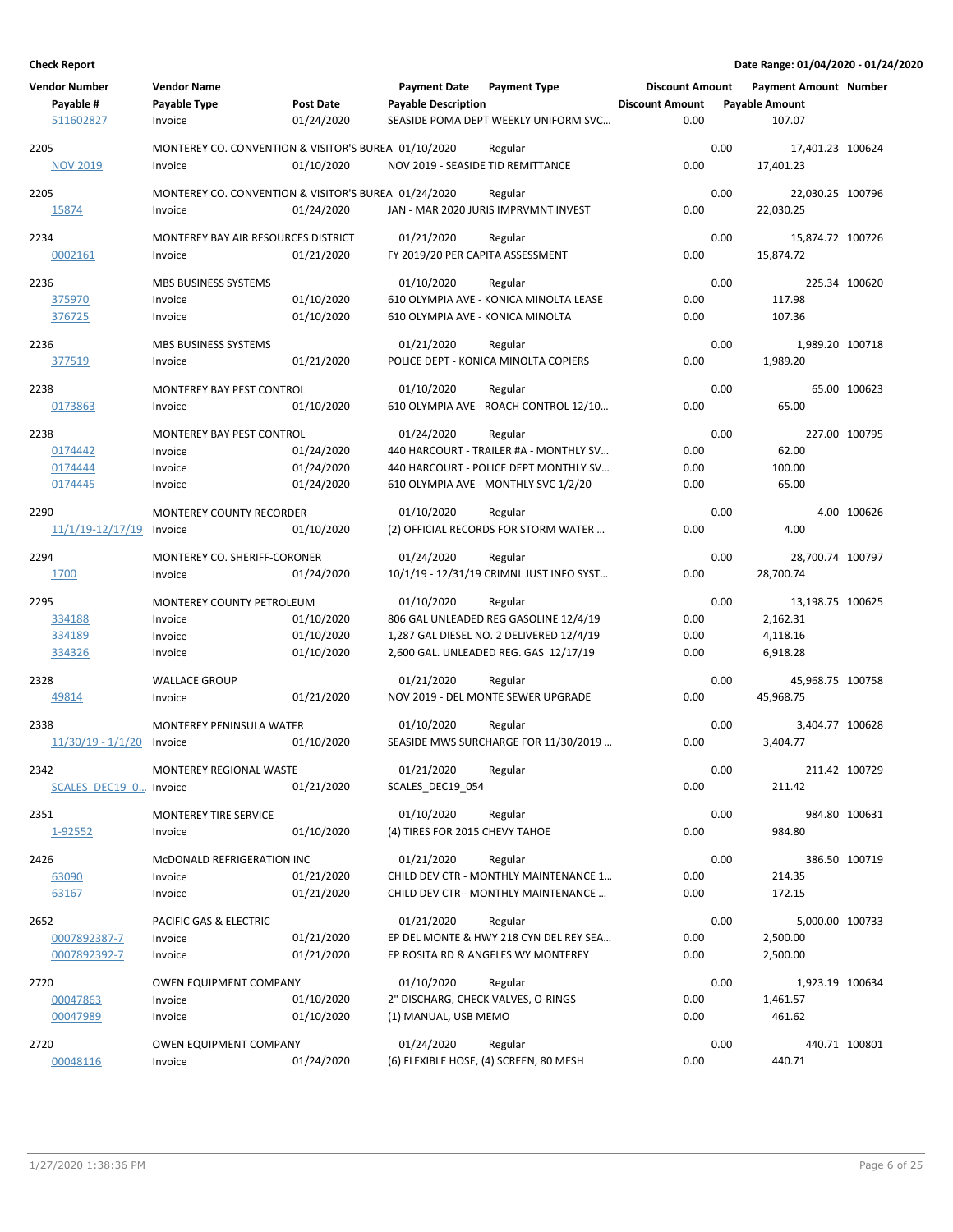**Check Report** — Date Range: 01/04/2020 - 01/24/2020

| Vendor Number / Payable # | Vendor Name / Payable Type | Post Date | Payment Date / Payable Description | Payment Type | Discount Amount / Discount Amount | Payment Amount / Payable Amount | Number |
|---|---|---|---|---|---|---|---|
| 511602827 | Invoice | 01/24/2020 | SEASIDE POMA DEPT WEEKLY UNIFORM SVC… | | 0.00 | 107.07 | |
| 2205 | MONTEREY CO. CONVENTION & VISITOR'S BUREA | | 01/10/2020 | Regular | 0.00 | 17,401.23 | 100624 |
| NOV 2019 | Invoice | 01/10/2020 | NOV 2019 - SEASIDE TID REMITTANCE | | 0.00 | 17,401.23 | |
| 2205 | MONTEREY CO. CONVENTION & VISITOR'S BUREA | | 01/24/2020 | Regular | 0.00 | 22,030.25 | 100796 |
| 15874 | Invoice | 01/24/2020 | JAN - MAR 2020 JURIS IMPRVMNT INVEST | | 0.00 | 22,030.25 | |
| 2234 | MONTEREY BAY AIR RESOURCES DISTRICT | | 01/21/2020 | Regular | 0.00 | 15,874.72 | 100726 |
| 0002161 | Invoice | 01/21/2020 | FY 2019/20 PER CAPITA ASSESSMENT | | 0.00 | 15,874.72 | |
| 2236 | MBS BUSINESS SYSTEMS | | 01/10/2020 | Regular | 0.00 | 225.34 | 100620 |
| 375970 | Invoice | 01/10/2020 | 610 OLYMPIA AVE - KONICA MINOLTA LEASE | | 0.00 | 117.98 | |
| 376725 | Invoice | 01/10/2020 | 610 OLYMPIA AVE - KONICA MINOLTA | | 0.00 | 107.36 | |
| 2236 | MBS BUSINESS SYSTEMS | | 01/21/2020 | Regular | 0.00 | 1,989.20 | 100718 |
| 377519 | Invoice | 01/21/2020 | POLICE DEPT - KONICA MINOLTA COPIERS | | 0.00 | 1,989.20 | |
| 2238 | MONTEREY BAY PEST CONTROL | | 01/10/2020 | Regular | 0.00 | 65.00 | 100623 |
| 0173863 | Invoice | 01/10/2020 | 610 OLYMPIA AVE - ROACH CONTROL 12/10… | | 0.00 | 65.00 | |
| 2238 | MONTEREY BAY PEST CONTROL | | 01/24/2020 | Regular | 0.00 | 227.00 | 100795 |
| 0174442 | Invoice | 01/24/2020 | 440 HARCOURT - TRAILER #A - MONTHLY SV… | | 0.00 | 62.00 | |
| 0174444 | Invoice | 01/24/2020 | 440 HARCOURT - POLICE DEPT MONTHLY SV… | | 0.00 | 100.00 | |
| 0174445 | Invoice | 01/24/2020 | 610 OLYMPIA AVE - MONTHLY SVC 1/2/20 | | 0.00 | 65.00 | |
| 2290 | MONTEREY COUNTY RECORDER | | 01/10/2020 | Regular | 0.00 | 4.00 | 100626 |
| 11/1/19-12/17/19 | Invoice | 01/10/2020 | (2) OFFICIAL RECORDS FOR STORM WATER … | | 0.00 | 4.00 | |
| 2294 | MONTEREY CO. SHERIFF-CORONER | | 01/24/2020 | Regular | 0.00 | 28,700.74 | 100797 |
| 1700 | Invoice | 01/24/2020 | 10/1/19 - 12/31/19 CRIMNL JUST INFO SYST… | | 0.00 | 28,700.74 | |
| 2295 | MONTEREY COUNTY PETROLEUM | | 01/10/2020 | Regular | 0.00 | 13,198.75 | 100625 |
| 334188 | Invoice | 01/10/2020 | 806 GAL UNLEADED REG GASOLINE 12/4/19 | | 0.00 | 2,162.31 | |
| 334189 | Invoice | 01/10/2020 | 1,287 GAL DIESEL NO. 2 DELIVERED 12/4/19 | | 0.00 | 4,118.16 | |
| 334326 | Invoice | 01/10/2020 | 2,600 GAL. UNLEADED REG. GAS 12/17/19 | | 0.00 | 6,918.28 | |
| 2328 | WALLACE GROUP | | 01/21/2020 | Regular | 0.00 | 45,968.75 | 100758 |
| 49814 | Invoice | 01/21/2020 | NOV 2019 - DEL MONTE SEWER UPGRADE | | 0.00 | 45,968.75 | |
| 2338 | MONTEREY PENINSULA WATER | | 01/10/2020 | Regular | 0.00 | 3,404.77 | 100628 |
| 11/30/19 - 1/1/20 | Invoice | 01/10/2020 | SEASIDE MWS SURCHARGE FOR 11/30/2019 … | | 0.00 | 3,404.77 | |
| 2342 | MONTEREY REGIONAL WASTE | | 01/21/2020 | Regular | 0.00 | 211.42 | 100729 |
| SCALES_DEC19_0… | Invoice | 01/21/2020 | SCALES_DEC19_054 | | 0.00 | 211.42 | |
| 2351 | MONTEREY TIRE SERVICE | | 01/10/2020 | Regular | 0.00 | 984.80 | 100631 |
| 1-92552 | Invoice | 01/10/2020 | (4) TIRES FOR 2015 CHEVY TAHOE | | 0.00 | 984.80 | |
| 2426 | McDONALD REFRIGERATION INC | | 01/21/2020 | Regular | 0.00 | 386.50 | 100719 |
| 63090 | Invoice | 01/21/2020 | CHILD DEV CTR - MONTHLY MAINTENANCE 1… | | 0.00 | 214.35 | |
| 63167 | Invoice | 01/21/2020 | CHILD DEV CTR - MONTHLY MAINTENANCE … | | 0.00 | 172.15 | |
| 2652 | PACIFIC GAS & ELECTRIC | | 01/21/2020 | Regular | 0.00 | 5,000.00 | 100733 |
| 0007892387-7 | Invoice | 01/21/2020 | EP DEL MONTE & HWY 218 CYN DEL REY SEA… | | 0.00 | 2,500.00 | |
| 0007892392-7 | Invoice | 01/21/2020 | EP ROSITA RD & ANGELES WY MONTEREY | | 0.00 | 2,500.00 | |
| 2720 | OWEN EQUIPMENT COMPANY | | 01/10/2020 | Regular | 0.00 | 1,923.19 | 100634 |
| 00047863 | Invoice | 01/10/2020 | 2" DISCHARG, CHECK VALVES, O-RINGS | | 0.00 | 1,461.57 | |
| 00047989 | Invoice | 01/10/2020 | (1) MANUAL, USB MEMO | | 0.00 | 461.62 | |
| 2720 | OWEN EQUIPMENT COMPANY | | 01/24/2020 | Regular | 0.00 | 440.71 | 100801 |
| 00048116 | Invoice | 01/24/2020 | (6) FLEXIBLE HOSE, (4) SCREEN, 80 MESH | | 0.00 | 440.71 | |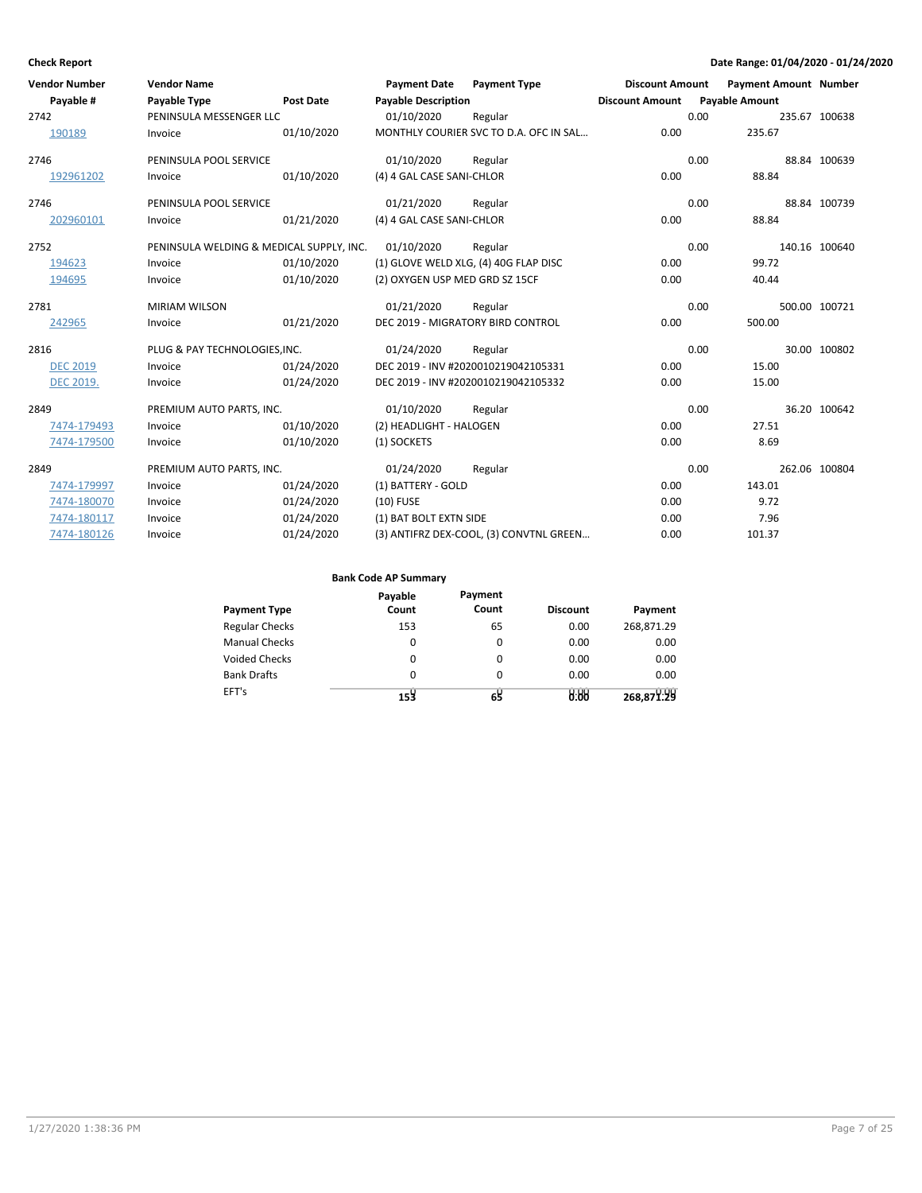**Check Report** — Date Range: 01/04/2020 - 01/24/2020

| Vendor Number | Vendor Name | | Payment Date | Payment Type | Discount Amount | Payment Amount | Number |
|---|---|---|---|---|---|---|---|
| Payable # | Payable Type | Post Date | Payable Description | | Discount Amount | Payable Amount | |
| 2742 | PENINSULA MESSENGER LLC | | 01/10/2020 | Regular | 0.00 | 235.67 | 100638 |
| 190189 | Invoice | 01/10/2020 | MONTHLY COURIER SVC TO D.A. OFC IN SAL... | | 0.00 | 235.67 | |
| 2746 | PENINSULA POOL SERVICE | | 01/10/2020 | Regular | 0.00 | 88.84 | 100639 |
| 192961202 | Invoice | 01/10/2020 | (4) 4 GAL CASE SANI-CHLOR | | 0.00 | 88.84 | |
| 2746 | PENINSULA POOL SERVICE | | 01/21/2020 | Regular | 0.00 | 88.84 | 100739 |
| 202960101 | Invoice | 01/21/2020 | (4) 4 GAL CASE SANI-CHLOR | | 0.00 | 88.84 | |
| 2752 | PENINSULA WELDING & MEDICAL SUPPLY, INC. | | 01/10/2020 | Regular | 0.00 | 140.16 | 100640 |
| 194623 | Invoice | 01/10/2020 | (1) GLOVE WELD XLG, (4) 40G FLAP DISC | | 0.00 | 99.72 | |
| 194695 | Invoice | 01/10/2020 | (2) OXYGEN USP MED GRD SZ 15CF | | 0.00 | 40.44 | |
| 2781 | MIRIAM WILSON | | 01/21/2020 | Regular | 0.00 | 500.00 | 100721 |
| 242965 | Invoice | 01/21/2020 | DEC 2019 - MIGRATORY BIRD CONTROL | | 0.00 | 500.00 | |
| 2816 | PLUG & PAY TECHNOLOGIES,INC. | | 01/24/2020 | Regular | 0.00 | 30.00 | 100802 |
| DEC 2019 | Invoice | 01/24/2020 | DEC 2019 - INV #2020010219042105331 | | 0.00 | 15.00 | |
| DEC 2019. | Invoice | 01/24/2020 | DEC 2019 - INV #2020010219042105332 | | 0.00 | 15.00 | |
| 2849 | PREMIUM AUTO PARTS, INC. | | 01/10/2020 | Regular | 0.00 | 36.20 | 100642 |
| 7474-179493 | Invoice | 01/10/2020 | (2) HEADLIGHT - HALOGEN | | 0.00 | 27.51 | |
| 7474-179500 | Invoice | 01/10/2020 | (1) SOCKETS | | 0.00 | 8.69 | |
| 2849 | PREMIUM AUTO PARTS, INC. | | 01/24/2020 | Regular | 0.00 | 262.06 | 100804 |
| 7474-179997 | Invoice | 01/24/2020 | (1) BATTERY - GOLD | | 0.00 | 143.01 | |
| 7474-180070 | Invoice | 01/24/2020 | (10) FUSE | | 0.00 | 9.72 | |
| 7474-180117 | Invoice | 01/24/2020 | (1) BAT BOLT EXTN SIDE | | 0.00 | 7.96 | |
| 7474-180126 | Invoice | 01/24/2020 | (3) ANTIFRZ DEX-COOL, (3) CONVTNL GREEN... | | 0.00 | 101.37 | |

**Bank Code AP Summary**

| Payment Type | Payable Count | Payment Count | Discount | Payment |
|---|---|---|---|---|
| Regular Checks | 153 | 65 | 0.00 | 268,871.29 |
| Manual Checks | 0 | 0 | 0.00 | 0.00 |
| Voided Checks | 0 | 0 | 0.00 | 0.00 |
| Bank Drafts | 0 | 0 | 0.00 | 0.00 |
| EFT's | 0 | 0 | 0.00 | 0.00 |
| | 153 | 65 | 0.00 | 268,871.29 |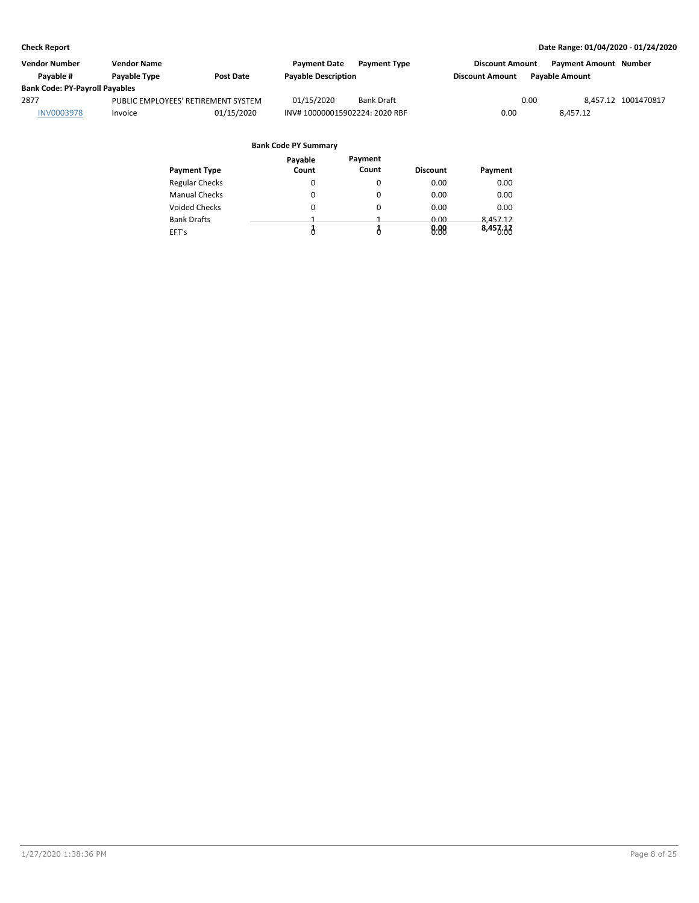**Check Report** — **Date Range: 01/04/2020 - 01/24/2020**

| Vendor Number | Vendor Name | | Payment Date | Payment Type | Discount Amount | Payment Amount | Number |
|---|---|---|---|---|---|---|---|
| Payable # | Payable Type | Post Date | Payable Description | | Discount Amount | Payable Amount | |
| **Bank Code: PY-Payroll Payables** | | | | | | | |
| 2877 | PUBLIC EMPLOYEES' RETIREMENT SYSTEM | | 01/15/2020 | Bank Draft | 0.00 | 8,457.12 | 1001470817 |
| INV0003978 | Invoice | 01/15/2020 | INV# 100000015902224: 2020 RBF | | 0.00 | 8,457.12 | |

**Bank Code PY Summary**

| Payment Type | Payable Count | Payment Count | Discount | Payment |
|---|---|---|---|---|
| Regular Checks | 0 | 0 | 0.00 | 0.00 |
| Manual Checks | 0 | 0 | 0.00 | 0.00 |
| Voided Checks | 0 | 0 | 0.00 | 0.00 |
| Bank Drafts | 1 | 1 | 0.00 | 8,457.12 |
| EFT's | 0 | 0 | 0.00 | 0.00 |
| | **1** | **1** | **0.00** | **8,457.12** |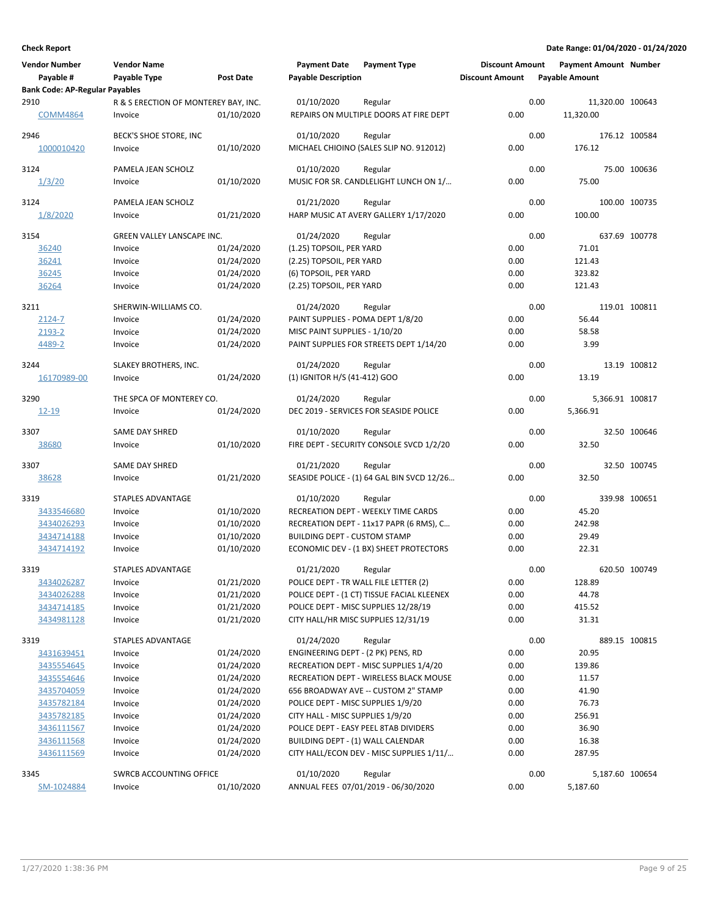**Check Report**

**Date Range: 01/04/2020 - 01/24/2020**

| Vendor Number | Vendor Name | | Payment Date | Payment Type | Discount Amount | Payment Amount | Number |
|---|---|---|---|---|---|---|---|
| Payable # | Payable Type | Post Date | Payable Description | | Discount Amount | Payable Amount | |
| **Bank Code: AP-Regular Payables** | | | | | | | |
| 2910 | R & S ERECTION OF MONTEREY BAY, INC. | | 01/10/2020 | Regular | 0.00 | 11,320.00 | 100643 |
| COMM4864 | Invoice | 01/10/2020 | REPAIRS ON MULTIPLE DOORS AT FIRE DEPT | | 0.00 | 11,320.00 | |
| 2946 | BECK'S SHOE STORE, INC | | 01/10/2020 | Regular | 0.00 | 176.12 | 100584 |
| 1000010420 | Invoice | 01/10/2020 | MICHAEL CHIOINO (SALES SLIP NO. 912012) | | 0.00 | 176.12 | |
| 3124 | PAMELA JEAN SCHOLZ | | 01/10/2020 | Regular | 0.00 | 75.00 | 100636 |
| 1/3/20 | Invoice | 01/10/2020 | MUSIC FOR SR. CANDLELIGHT LUNCH ON 1/... | | 0.00 | 75.00 | |
| 3124 | PAMELA JEAN SCHOLZ | | 01/21/2020 | Regular | 0.00 | 100.00 | 100735 |
| 1/8/2020 | Invoice | 01/21/2020 | HARP MUSIC AT AVERY GALLERY 1/17/2020 | | 0.00 | 100.00 | |
| 3154 | GREEN VALLEY LANSCAPE INC. | | 01/24/2020 | Regular | 0.00 | 637.69 | 100778 |
| 36240 | Invoice | 01/24/2020 | (1.25) TOPSOIL, PER YARD | | 0.00 | 71.01 | |
| 36241 | Invoice | 01/24/2020 | (2.25) TOPSOIL, PER YARD | | 0.00 | 121.43 | |
| 36245 | Invoice | 01/24/2020 | (6) TOPSOIL, PER YARD | | 0.00 | 323.82 | |
| 36264 | Invoice | 01/24/2020 | (2.25) TOPSOIL, PER YARD | | 0.00 | 121.43 | |
| 3211 | SHERWIN-WILLIAMS CO. | | 01/24/2020 | Regular | 0.00 | 119.01 | 100811 |
| 2124-7 | Invoice | 01/24/2020 | PAINT SUPPLIES - POMA DEPT 1/8/20 | | 0.00 | 56.44 | |
| 2193-2 | Invoice | 01/24/2020 | MISC PAINT SUPPLIES - 1/10/20 | | 0.00 | 58.58 | |
| 4489-2 | Invoice | 01/24/2020 | PAINT SUPPLIES FOR STREETS DEPT 1/14/20 | | 0.00 | 3.99 | |
| 3244 | SLAKEY BROTHERS, INC. | | 01/24/2020 | Regular | 0.00 | 13.19 | 100812 |
| 16170989-00 | Invoice | 01/24/2020 | (1) IGNITOR H/S (41-412) GOO | | 0.00 | 13.19 | |
| 3290 | THE SPCA OF MONTEREY CO. | | 01/24/2020 | Regular | 0.00 | 5,366.91 | 100817 |
| 12-19 | Invoice | 01/24/2020 | DEC 2019 - SERVICES FOR SEASIDE POLICE | | 0.00 | 5,366.91 | |
| 3307 | SAME DAY SHRED | | 01/10/2020 | Regular | 0.00 | 32.50 | 100646 |
| 38680 | Invoice | 01/10/2020 | FIRE DEPT - SECURITY CONSOLE SVCD 1/2/20 | | 0.00 | 32.50 | |
| 3307 | SAME DAY SHRED | | 01/21/2020 | Regular | 0.00 | 32.50 | 100745 |
| 38628 | Invoice | 01/21/2020 | SEASIDE POLICE - (1) 64 GAL BIN SVCD 12/26... | | 0.00 | 32.50 | |
| 3319 | STAPLES ADVANTAGE | | 01/10/2020 | Regular | 0.00 | 339.98 | 100651 |
| 3433546680 | Invoice | 01/10/2020 | RECREATION DEPT - WEEKLY TIME CARDS | | 0.00 | 45.20 | |
| 3434026293 | Invoice | 01/10/2020 | RECREATION DEPT - 11x17 PAPR (6 RMS), C... | | 0.00 | 242.98 | |
| 3434714188 | Invoice | 01/10/2020 | BUILDING DEPT - CUSTOM STAMP | | 0.00 | 29.49 | |
| 3434714192 | Invoice | 01/10/2020 | ECONOMIC DEV - (1 BX) SHEET PROTECTORS | | 0.00 | 22.31 | |
| 3319 | STAPLES ADVANTAGE | | 01/21/2020 | Regular | 0.00 | 620.50 | 100749 |
| 3434026287 | Invoice | 01/21/2020 | POLICE DEPT - TR WALL FILE LETTER (2) | | 0.00 | 128.89 | |
| 3434026288 | Invoice | 01/21/2020 | POLICE DEPT - (1 CT) TISSUE FACIAL KLEENEX | | 0.00 | 44.78 | |
| 3434714185 | Invoice | 01/21/2020 | POLICE DEPT - MISC SUPPLIES 12/28/19 | | 0.00 | 415.52 | |
| 3434981128 | Invoice | 01/21/2020 | CITY HALL/HR MISC SUPPLIES 12/31/19 | | 0.00 | 31.31 | |
| 3319 | STAPLES ADVANTAGE | | 01/24/2020 | Regular | 0.00 | 889.15 | 100815 |
| 3431639451 | Invoice | 01/24/2020 | ENGINEERING DEPT - (2 PK) PENS, RD | | 0.00 | 20.95 | |
| 3435554645 | Invoice | 01/24/2020 | RECREATION DEPT - MISC SUPPLIES 1/4/20 | | 0.00 | 139.86 | |
| 3435554646 | Invoice | 01/24/2020 | RECREATION DEPT - WIRELESS BLACK MOUSE | | 0.00 | 11.57 | |
| 3435704059 | Invoice | 01/24/2020 | 656 BROADWAY AVE -- CUSTOM 2" STAMP | | 0.00 | 41.90 | |
| 3435782184 | Invoice | 01/24/2020 | POLICE DEPT - MISC SUPPLIES 1/9/20 | | 0.00 | 76.73 | |
| 3435782185 | Invoice | 01/24/2020 | CITY HALL - MISC SUPPLIES 1/9/20 | | 0.00 | 256.91 | |
| 3436111567 | Invoice | 01/24/2020 | POLICE DEPT - EASY PEEL 8TAB DIVIDERS | | 0.00 | 36.90 | |
| 3436111568 | Invoice | 01/24/2020 | BUILDING DEPT - (1) WALL CALENDAR | | 0.00 | 16.38 | |
| 3436111569 | Invoice | 01/24/2020 | CITY HALL/ECON DEV - MISC SUPPLIES 1/11/... | | 0.00 | 287.95 | |
| 3345 | SWRCB ACCOUNTING OFFICE | | 01/10/2020 | Regular | 0.00 | 5,187.60 | 100654 |
| SM-1024884 | Invoice | 01/10/2020 | ANNUAL FEES 07/01/2019 - 06/30/2020 | | 0.00 | 5,187.60 | |

1/27/2020 1:38:36 PM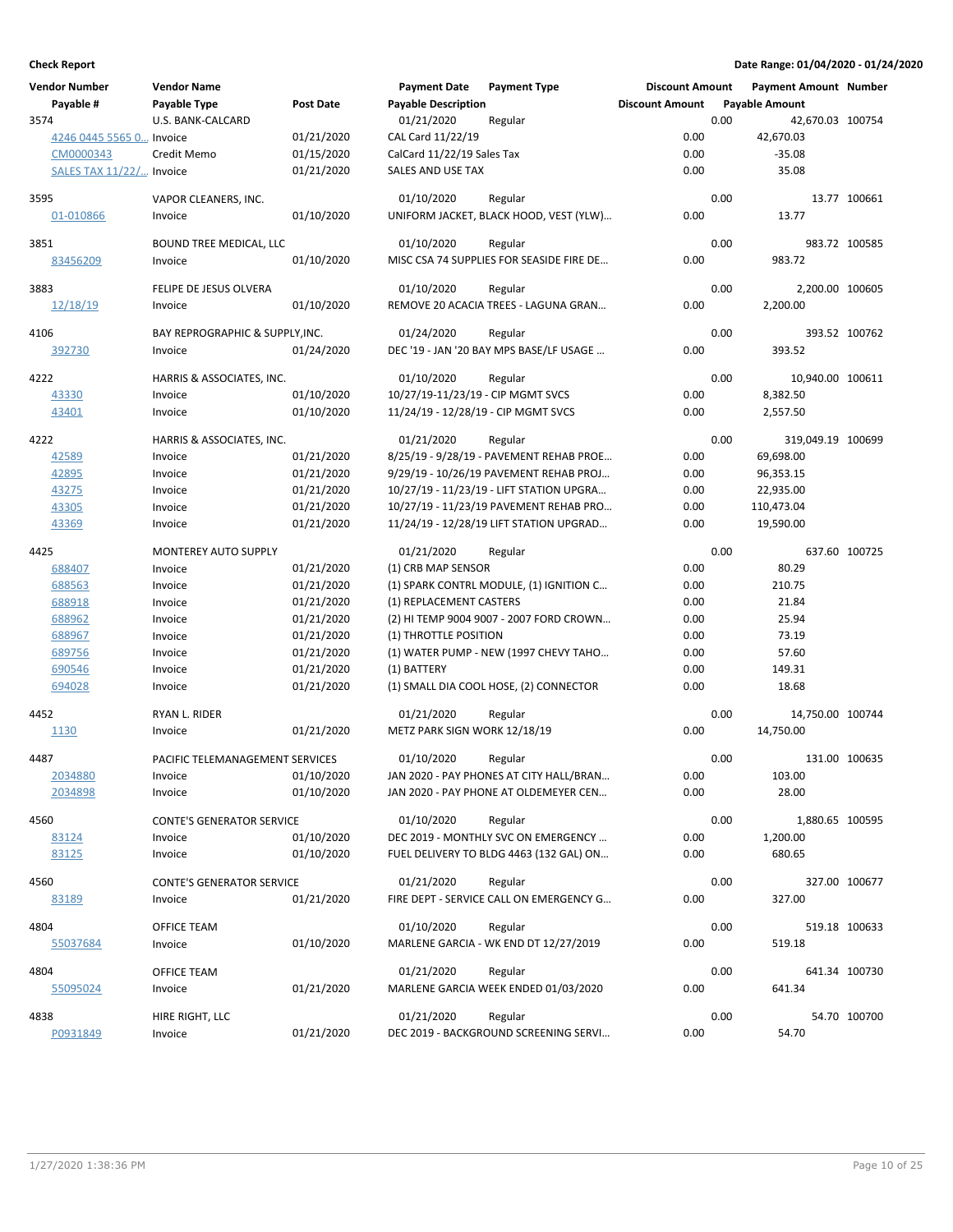**Check Report**

**Date Range: 01/04/2020 - 01/24/2020**

| Vendor Number | Vendor Name | | Payment Date | Payment Type | Discount Amount | Payment Amount | Number |
|---|---|---|---|---|---|---|---|
| Payable # | Payable Type | Post Date | Payable Description | | Discount Amount | Payable Amount | |
| 3574 | U.S. BANK-CALCARD | | 01/21/2020 | Regular | 0.00 | 42,670.03 | 100754 |
| 4246 0445 5565 0... | Invoice | 01/21/2020 | CAL Card 11/22/19 | | 0.00 | 42,670.03 | |
| CM0000343 | Credit Memo | 01/15/2020 | CalCard 11/22/19 Sales Tax | | 0.00 | -35.08 | |
| SALES TAX 11/22/... | Invoice | 01/21/2020 | SALES AND USE TAX | | 0.00 | 35.08 | |
| 3595 | VAPOR CLEANERS, INC. | | 01/10/2020 | Regular | 0.00 | 13.77 | 100661 |
| 01-010866 | Invoice | 01/10/2020 | UNIFORM JACKET, BLACK HOOD, VEST (YLW)... | | 0.00 | 13.77 | |
| 3851 | BOUND TREE MEDICAL, LLC | | 01/10/2020 | Regular | 0.00 | 983.72 | 100585 |
| 83456209 | Invoice | 01/10/2020 | MISC CSA 74 SUPPLIES FOR SEASIDE FIRE DE... | | 0.00 | 983.72 | |
| 3883 | FELIPE DE JESUS OLVERA | | 01/10/2020 | Regular | 0.00 | 2,200.00 | 100605 |
| 12/18/19 | Invoice | 01/10/2020 | REMOVE 20 ACACIA TREES - LAGUNA GRAN... | | 0.00 | 2,200.00 | |
| 4106 | BAY REPROGRAPHIC & SUPPLY,INC. | | 01/24/2020 | Regular | 0.00 | 393.52 | 100762 |
| 392730 | Invoice | 01/24/2020 | DEC '19 - JAN '20 BAY MPS BASE/LF USAGE ... | | 0.00 | 393.52 | |
| 4222 | HARRIS & ASSOCIATES, INC. | | 01/10/2020 | Regular | 0.00 | 10,940.00 | 100611 |
| 43330 | Invoice | 01/10/2020 | 10/27/19-11/23/19 - CIP MGMT SVCS | | 0.00 | 8,382.50 | |
| 43401 | Invoice | 01/10/2020 | 11/24/19 - 12/28/19 - CIP MGMT SVCS | | 0.00 | 2,557.50 | |
| 4222 | HARRIS & ASSOCIATES, INC. | | 01/21/2020 | Regular | 0.00 | 319,049.19 | 100699 |
| 42589 | Invoice | 01/21/2020 | 8/25/19 - 9/28/19 - PAVEMENT REHAB PROE... | | 0.00 | 69,698.00 | |
| 42895 | Invoice | 01/21/2020 | 9/29/19 - 10/26/19 PAVEMENT REHAB PROJ... | | 0.00 | 96,353.15 | |
| 43275 | Invoice | 01/21/2020 | 10/27/19 - 11/23/19 - LIFT STATION UPGRA... | | 0.00 | 22,935.00 | |
| 43305 | Invoice | 01/21/2020 | 10/27/19 - 11/23/19 PAVEMENT REHAB PRO... | | 0.00 | 110,473.04 | |
| 43369 | Invoice | 01/21/2020 | 11/24/19 - 12/28/19 LIFT STATION UPGRAD... | | 0.00 | 19,590.00 | |
| 4425 | MONTEREY AUTO SUPPLY | | 01/21/2020 | Regular | 0.00 | 637.60 | 100725 |
| 688407 | Invoice | 01/21/2020 | (1) CRB MAP SENSOR | | 0.00 | 80.29 | |
| 688563 | Invoice | 01/21/2020 | (1) SPARK CONTRL MODULE, (1) IGNITION C... | | 0.00 | 210.75 | |
| 688918 | Invoice | 01/21/2020 | (1) REPLACEMENT CASTERS | | 0.00 | 21.84 | |
| 688962 | Invoice | 01/21/2020 | (2) HI TEMP 9004 9007 - 2007 FORD CROWN... | | 0.00 | 25.94 | |
| 688967 | Invoice | 01/21/2020 | (1) THROTTLE POSITION | | 0.00 | 73.19 | |
| 689756 | Invoice | 01/21/2020 | (1) WATER PUMP - NEW (1997 CHEVY TAHO... | | 0.00 | 57.60 | |
| 690546 | Invoice | 01/21/2020 | (1) BATTERY | | 0.00 | 149.31 | |
| 694028 | Invoice | 01/21/2020 | (1) SMALL DIA COOL HOSE, (2) CONNECTOR | | 0.00 | 18.68 | |
| 4452 | RYAN L. RIDER | | 01/21/2020 | Regular | 0.00 | 14,750.00 | 100744 |
| 1130 | Invoice | 01/21/2020 | METZ PARK SIGN WORK 12/18/19 | | 0.00 | 14,750.00 | |
| 4487 | PACIFIC TELEMANAGEMENT SERVICES | | 01/10/2020 | Regular | 0.00 | 131.00 | 100635 |
| 2034880 | Invoice | 01/10/2020 | JAN 2020 - PAY PHONES AT CITY HALL/BRAN... | | 0.00 | 103.00 | |
| 2034898 | Invoice | 01/10/2020 | JAN 2020 - PAY PHONE AT OLDEMEYER CEN... | | 0.00 | 28.00 | |
| 4560 | CONTE'S GENERATOR SERVICE | | 01/10/2020 | Regular | 0.00 | 1,880.65 | 100595 |
| 83124 | Invoice | 01/10/2020 | DEC 2019 - MONTHLY SVC ON EMERGENCY ... | | 0.00 | 1,200.00 | |
| 83125 | Invoice | 01/10/2020 | FUEL DELIVERY TO BLDG 4463 (132 GAL) ON... | | 0.00 | 680.65 | |
| 4560 | CONTE'S GENERATOR SERVICE | | 01/21/2020 | Regular | 0.00 | 327.00 | 100677 |
| 83189 | Invoice | 01/21/2020 | FIRE DEPT - SERVICE CALL ON EMERGENCY G... | | 0.00 | 327.00 | |
| 4804 | OFFICE TEAM | | 01/10/2020 | Regular | 0.00 | 519.18 | 100633 |
| 55037684 | Invoice | 01/10/2020 | MARLENE GARCIA - WK END DT 12/27/2019 | | 0.00 | 519.18 | |
| 4804 | OFFICE TEAM | | 01/21/2020 | Regular | 0.00 | 641.34 | 100730 |
| 55095024 | Invoice | 01/21/2020 | MARLENE GARCIA WEEK ENDED 01/03/2020 | | 0.00 | 641.34 | |
| 4838 | HIRE RIGHT, LLC | | 01/21/2020 | Regular | 0.00 | 54.70 | 100700 |
| P0931849 | Invoice | 01/21/2020 | DEC 2019 - BACKGROUND SCREENING SERVI... | | 0.00 | 54.70 | |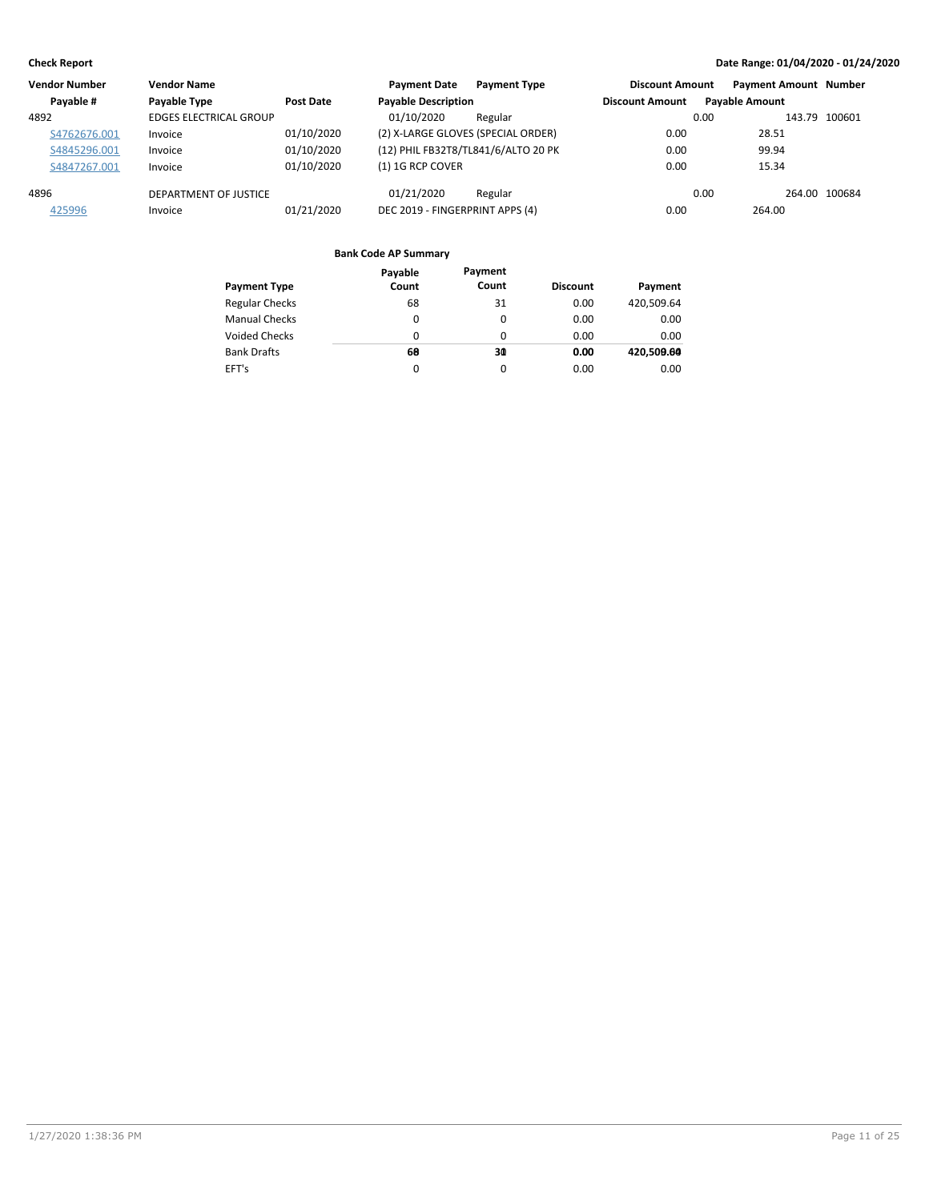**Check Report** **Date Range: 01/04/2020 - 01/24/2020**

| Vendor Number | Vendor Name | | Payment Date | Payment Type | Discount Amount | Payment Amount | Number |
|---|---|---|---|---|---|---|---|
| Payable # | Payable Type | Post Date | Payable Description | | Discount Amount | Payable Amount | |
| 4892 | EDGES ELECTRICAL GROUP | | 01/10/2020 | Regular | 0.00 | 143.79 | 100601 |
| S4762676.001 | Invoice | 01/10/2020 | (2) X-LARGE GLOVES (SPECIAL ORDER) | | 0.00 | 28.51 | |
| S4845296.001 | Invoice | 01/10/2020 | (12) PHIL FB32T8/TL841/6/ALTO 20 PK | | 0.00 | 99.94 | |
| S4847267.001 | Invoice | 01/10/2020 | (1) 1G RCP COVER | | 0.00 | 15.34 | |
| 4896 | DEPARTMENT OF JUSTICE | | 01/21/2020 | Regular | 0.00 | 264.00 | 100684 |
| 425996 | Invoice | 01/21/2020 | DEC 2019 - FINGERPRINT APPS (4) | | 0.00 | 264.00 | |

**Bank Code AP Summary**

| Payment Type | Payable Count | Payment Count | Discount | Payment |
|---|---|---|---|---|
| Regular Checks | 68 | 31 | 0.00 | 420,509.64 |
| Manual Checks | 0 | 0 | 0.00 | 0.00 |
| Voided Checks | 0 | 0 | 0.00 | 0.00 |
| Bank Drafts | 0 | 0 | 0.00 | 0.00 |
| EFT's | 0 | 0 | 0.00 | 0.00 |
| | **68** | **31** | **0.00** | **420,509.64** |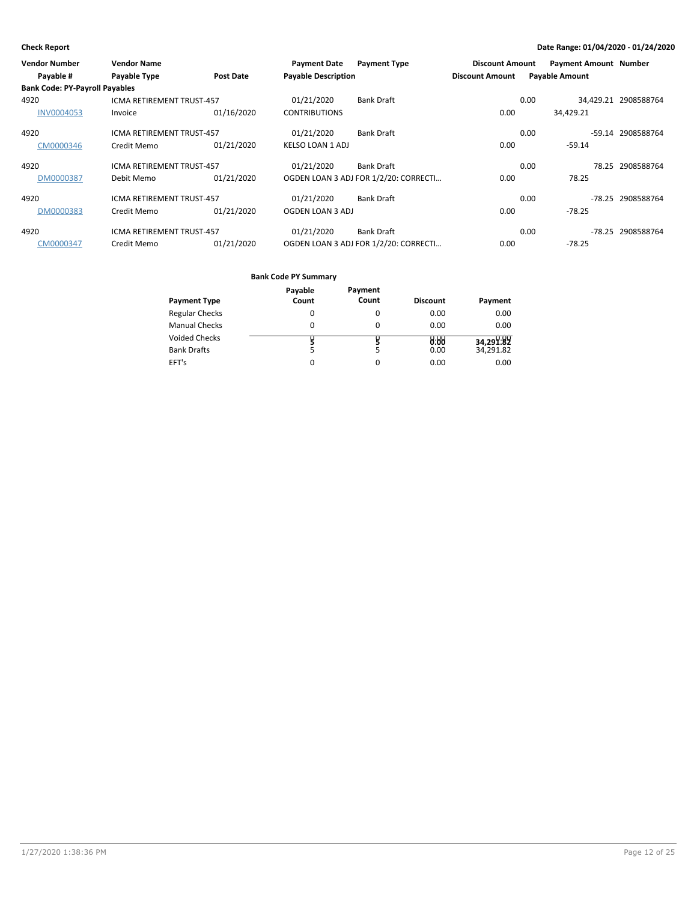**Check Report**

**Date Range: 01/04/2020 - 01/24/2020**

| Vendor Number | Vendor Name | | Payment Date | Payment Type | Discount Amount | Payment Amount | Number |
|---|---|---|---|---|---|---|---|
| Payable # | Payable Type | Post Date | Payable Description | | Discount Amount | Payable Amount | |
| **Bank Code: PY-Payroll Payables** | | | | | | | |
| 4920 | ICMA RETIREMENT TRUST-457 | | 01/21/2020 | Bank Draft | 0.00 | 34,429.21 | 2908588764 |
| INV0004053 | Invoice | 01/16/2020 | CONTRIBUTIONS | | 0.00 | 34,429.21 | |
| 4920 | ICMA RETIREMENT TRUST-457 | | 01/21/2020 | Bank Draft | 0.00 | -59.14 | 2908588764 |
| CM0000346 | Credit Memo | 01/21/2020 | KELSO LOAN 1 ADJ | | 0.00 | -59.14 | |
| 4920 | ICMA RETIREMENT TRUST-457 | | 01/21/2020 | Bank Draft | 0.00 | 78.25 | 2908588764 |
| DM0000387 | Debit Memo | 01/21/2020 | OGDEN LOAN 3 ADJ FOR 1/2/20: CORRECTI… | | 0.00 | 78.25 | |
| 4920 | ICMA RETIREMENT TRUST-457 | | 01/21/2020 | Bank Draft | 0.00 | -78.25 | 2908588764 |
| DM0000383 | Credit Memo | 01/21/2020 | OGDEN LOAN 3 ADJ | | 0.00 | -78.25 | |
| 4920 | ICMA RETIREMENT TRUST-457 | | 01/21/2020 | Bank Draft | 0.00 | -78.25 | 2908588764 |
| CM0000347 | Credit Memo | 01/21/2020 | OGDEN LOAN 3 ADJ FOR 1/2/20: CORRECTI… | | 0.00 | -78.25 | |

**Bank Code PY Summary**

| Payment Type | Payable Count | Payment Count | Discount | Payment |
|---|---|---|---|---|
| Regular Checks | 0 | 0 | 0.00 | 0.00 |
| Manual Checks | 0 | 0 | 0.00 | 0.00 |
| Voided Checks | 0 | 0 | 0.00 | 0.00 |
| Bank Drafts | 5 | 5 | 0.00 | 34,291.82 |
| EFT's | 0 | 0 | 0.00 | 0.00 |
| | **5** | **5** | **0.00** | **34,291.82** |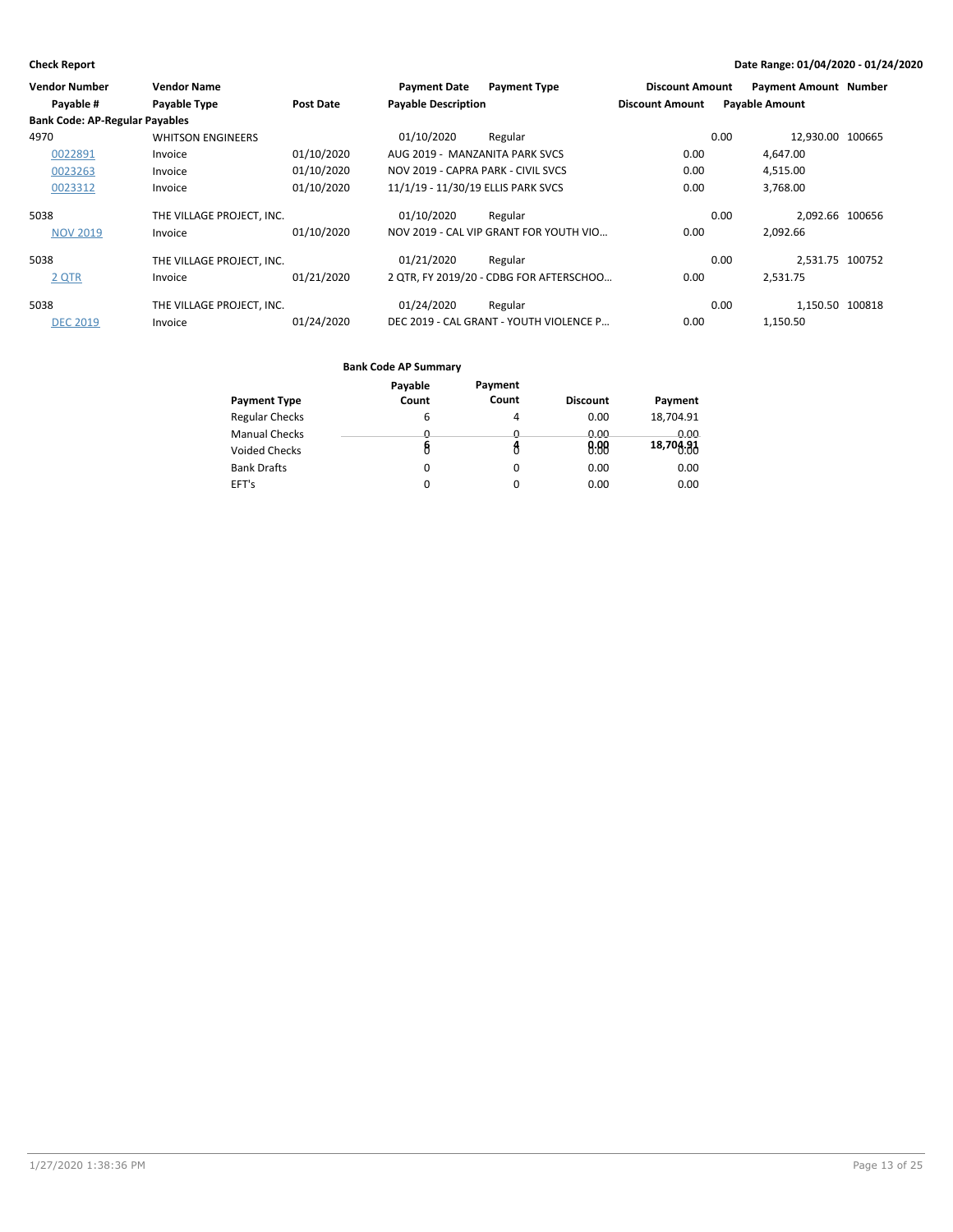**Check Report** — Date Range: 01/04/2020 - 01/24/2020

| Vendor Number | Vendor Name | | Payment Date | Payment Type | Discount Amount | Payment Amount | Number |
|---|---|---|---|---|---|---|---|
| Payable # | Payable Type | Post Date | Payable Description | | Discount Amount | Payable Amount | |
| **Bank Code: AP-Regular Payables** | | | | | | | |
| 4970 | WHITSON ENGINEERS | | 01/10/2020 | Regular | 0.00 | 12,930.00 | 100665 |
| 0022891 | Invoice | 01/10/2020 | AUG 2019 - MANZANITA PARK SVCS | | 0.00 | 4,647.00 | |
| 0023263 | Invoice | 01/10/2020 | NOV 2019 - CAPRA PARK - CIVIL SVCS | | 0.00 | 4,515.00 | |
| 0023312 | Invoice | 01/10/2020 | 11/1/19 - 11/30/19 ELLIS PARK SVCS | | 0.00 | 3,768.00 | |
| 5038 | THE VILLAGE PROJECT, INC. | | 01/10/2020 | Regular | 0.00 | 2,092.66 | 100656 |
| NOV 2019 | Invoice | 01/10/2020 | NOV 2019 - CAL VIP GRANT FOR YOUTH VIO… | | 0.00 | 2,092.66 | |
| 5038 | THE VILLAGE PROJECT, INC. | | 01/21/2020 | Regular | 0.00 | 2,531.75 | 100752 |
| 2 QTR | Invoice | 01/21/2020 | 2 QTR, FY 2019/20 - CDBG FOR AFTERSCHOO… | | 0.00 | 2,531.75 | |
| 5038 | THE VILLAGE PROJECT, INC. | | 01/24/2020 | Regular | 0.00 | 1,150.50 | 100818 |
| DEC 2019 | Invoice | 01/24/2020 | DEC 2019 - CAL GRANT - YOUTH VIOLENCE P… | | 0.00 | 1,150.50 | |

**Bank Code AP Summary**

| Payment Type | Payable Count | Payment Count | Discount | Payment |
|---|---|---|---|---|
| Regular Checks | 6 | 4 | 0.00 | 18,704.91 |
| Manual Checks | 0 | 0 | 0.00 | 0.00 |
| Voided Checks | 0 | 0 | 0.00 | 0.00 |
| Bank Drafts | 0 | 0 | 0.00 | 0.00 |
| EFT's | 0 | 0 | 0.00 | 0.00 |
| | 6 | 4 | 0.00 | 18,704.91 |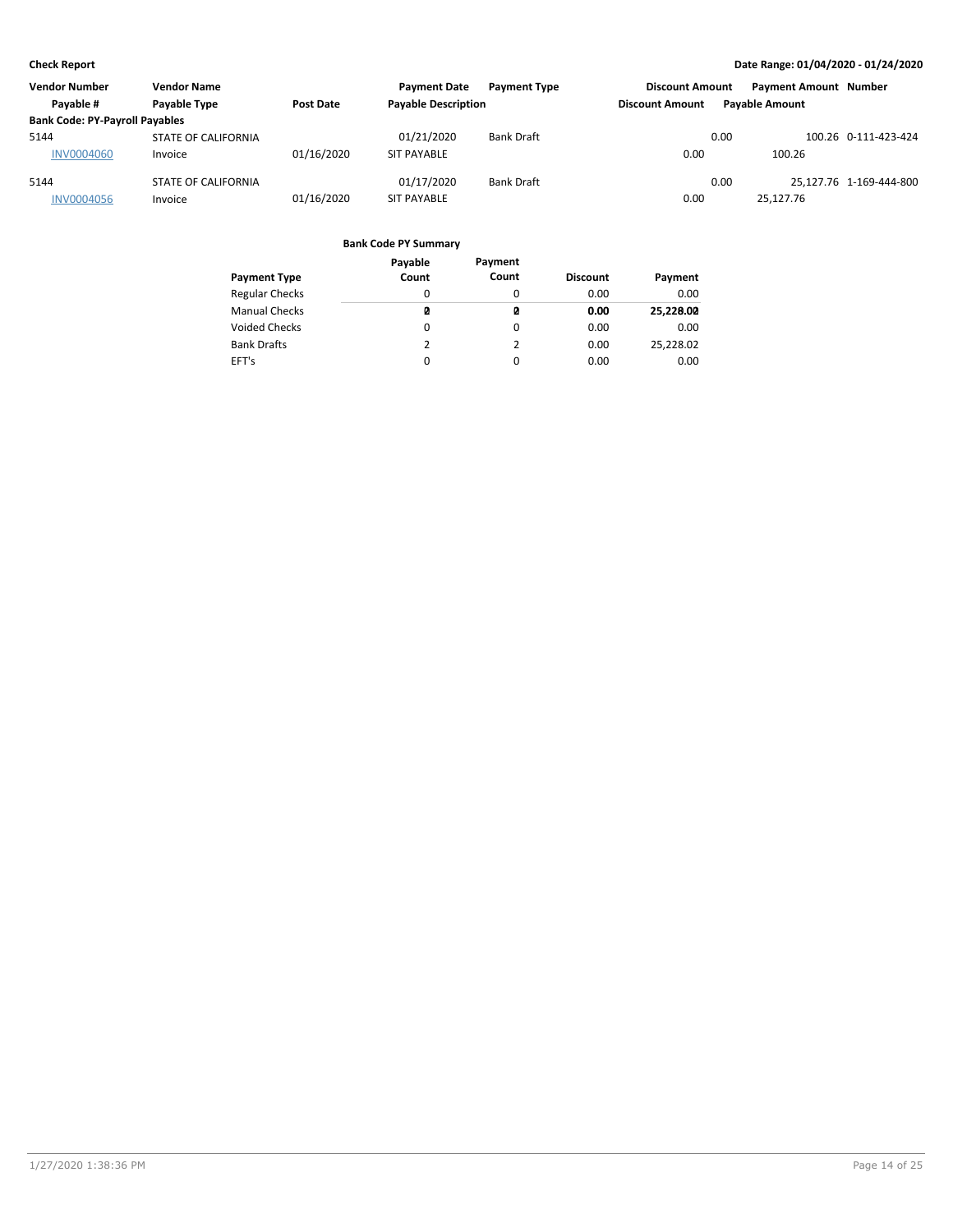| Vendor Number | Vendor Name | | Payment Date | Payment Type | Discount Amount | Payment Amount | Number |
|---|---|---|---|---|---|---|---|
| Payable # | Payable Type | Post Date | Payable Description | | Discount Amount | Payable Amount | |
| **Bank Code: PY-Payroll Payables** | | | | | | | |
| 5144 | STATE OF CALIFORNIA | | 01/21/2020 | Bank Draft | 0.00 | 100.26 | 0-111-423-424 |
| INV0004060 | Invoice | 01/16/2020 | SIT PAYABLE | | 0.00 | 100.26 | |
| 5144 | STATE OF CALIFORNIA | | 01/17/2020 | Bank Draft | 0.00 | 25,127.76 | 1-169-444-800 |
| INV0004056 | Invoice | 01/16/2020 | SIT PAYABLE | | 0.00 | 25,127.76 | |

**Bank Code PY Summary**

| Payment Type | Payable Count | Payment Count | Discount | Payment |
|---|---|---|---|---|
| Regular Checks | 0 | 0 | 0.00 | 0.00 |
| Manual Checks | 0 | 0 | 0.00 | 0.00 |
| Voided Checks | 0 | 0 | 0.00 | 0.00 |
| Bank Drafts | 2 | 2 | 0.00 | 25,228.02 |
| EFT's | 0 | 0 | 0.00 | 0.00 |
| | **2** | **2** | **0.00** | **25,228.02** |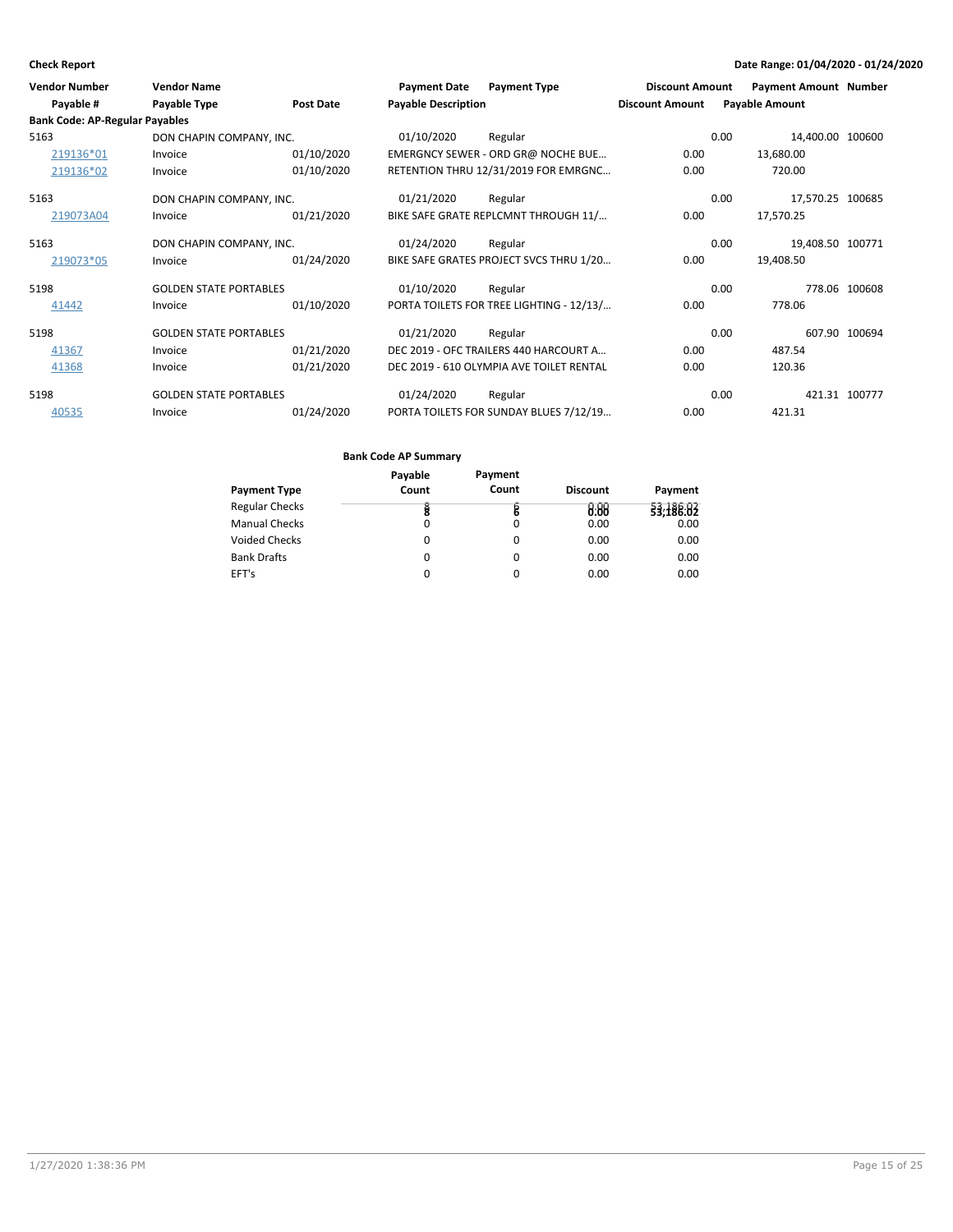**Check Report**

**Date Range: 01/04/2020 - 01/24/2020**

| Vendor Number | Vendor Name | | Payment Date | Payment Type | Discount Amount | Payment Amount | Number |
|---|---|---|---|---|---|---|---|
| Payable # | Payable Type | Post Date | Payable Description | | Discount Amount | Payable Amount | |
| **Bank Code: AP-Regular Payables** | | | | | | | |
| 5163 | DON CHAPIN COMPANY, INC. | | 01/10/2020 | Regular | 0.00 | 14,400.00 | 100600 |
| 219136*01 | Invoice | 01/10/2020 | EMERGNCY SEWER - ORD GR@ NOCHE BUE... | | 0.00 | 13,680.00 | |
| 219136*02 | Invoice | 01/10/2020 | RETENTION THRU 12/31/2019 FOR EMRGNC... | | 0.00 | 720.00 | |
| 5163 | DON CHAPIN COMPANY, INC. | | 01/21/2020 | Regular | 0.00 | 17,570.25 | 100685 |
| 219073A04 | Invoice | 01/21/2020 | BIKE SAFE GRATE REPLCMNT THROUGH 11/... | | 0.00 | 17,570.25 | |
| 5163 | DON CHAPIN COMPANY, INC. | | 01/24/2020 | Regular | 0.00 | 19,408.50 | 100771 |
| 219073*05 | Invoice | 01/24/2020 | BIKE SAFE GRATES PROJECT SVCS THRU 1/20... | | 0.00 | 19,408.50 | |
| 5198 | GOLDEN STATE PORTABLES | | 01/10/2020 | Regular | 0.00 | 778.06 | 100608 |
| 41442 | Invoice | 01/10/2020 | PORTA TOILETS FOR TREE LIGHTING - 12/13/... | | 0.00 | 778.06 | |
| 5198 | GOLDEN STATE PORTABLES | | 01/21/2020 | Regular | 0.00 | 607.90 | 100694 |
| 41367 | Invoice | 01/21/2020 | DEC 2019 - OFC TRAILERS 440 HARCOURT A... | | 0.00 | 487.54 | |
| 41368 | Invoice | 01/21/2020 | DEC 2019 - 610 OLYMPIA AVE TOILET RENTAL | | 0.00 | 120.36 | |
| 5198 | GOLDEN STATE PORTABLES | | 01/24/2020 | Regular | 0.00 | 421.31 | 100777 |
| 40535 | Invoice | 01/24/2020 | PORTA TOILETS FOR SUNDAY BLUES 7/12/19... | | 0.00 | 421.31 | |

**Bank Code AP Summary**

| Payment Type | Payable Count | Payment Count | Discount | Payment |
|---|---|---|---|---|
| Regular Checks | 8 | 6 | 0.00 | 53,186.02 |
| Manual Checks | 0 | 0 | 0.00 | 0.00 |
| Voided Checks | 0 | 0 | 0.00 | 0.00 |
| Bank Drafts | 0 | 0 | 0.00 | 0.00 |
| EFT's | 0 | 0 | 0.00 | 0.00 |

1/27/2020 1:38:36 PM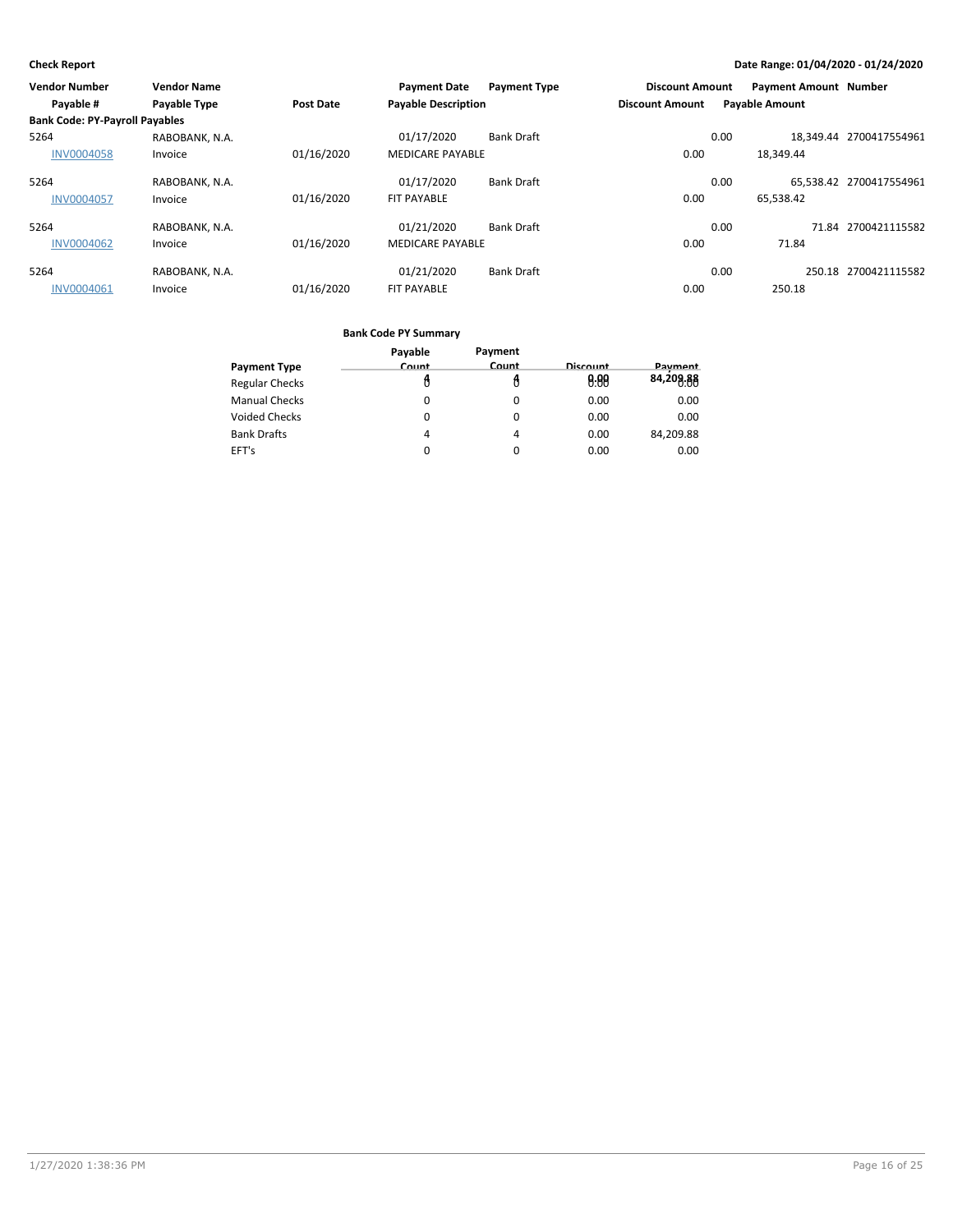| Vendor Number | Vendor Name | | Payment Date | Payment Type | Discount Amount | Payment Amount | Number |
|---|---|---|---|---|---|---|---|
| **Payable #** | **Payable Type** | **Post Date** | **Payable Description** | | **Discount Amount** | **Payable Amount** | |
| **Bank Code: PY-Payroll Payables** | | | | | | | |
| 5264 | RABOBANK, N.A. | | 01/17/2020 | Bank Draft | 0.00 | 18,349.44 | 2700417554961 |
| INV0004058 | Invoice | 01/16/2020 | MEDICARE PAYABLE | | 0.00 | 18,349.44 | |
| 5264 | RABOBANK, N.A. | | 01/17/2020 | Bank Draft | 0.00 | 65,538.42 | 2700417554961 |
| INV0004057 | Invoice | 01/16/2020 | FIT PAYABLE | | 0.00 | 65,538.42 | |
| 5264 | RABOBANK, N.A. | | 01/21/2020 | Bank Draft | 0.00 | 71.84 | 2700421115582 |
| INV0004062 | Invoice | 01/16/2020 | MEDICARE PAYABLE | | 0.00 | 71.84 | |
| 5264 | RABOBANK, N.A. | | 01/21/2020 | Bank Draft | 0.00 | 250.18 | 2700421115582 |
| INV0004061 | Invoice | 01/16/2020 | FIT PAYABLE | | 0.00 | 250.18 | |

**Bank Code PY Summary**

| Payment Type | Payable Count | Payment Count | Discount | Payment |
|---|---|---|---|---|
| Regular Checks | 0 | 0 | 0.00 | 0.00 |
| Manual Checks | 0 | 0 | 0.00 | 0.00 |
| Voided Checks | 0 | 0 | 0.00 | 0.00 |
| Bank Drafts | 4 | 4 | 0.00 | 84,209.88 |
| EFT's | 0 | 0 | 0.00 | 0.00 |
| | **4** | **4** | **0.00** | **84,209.88** |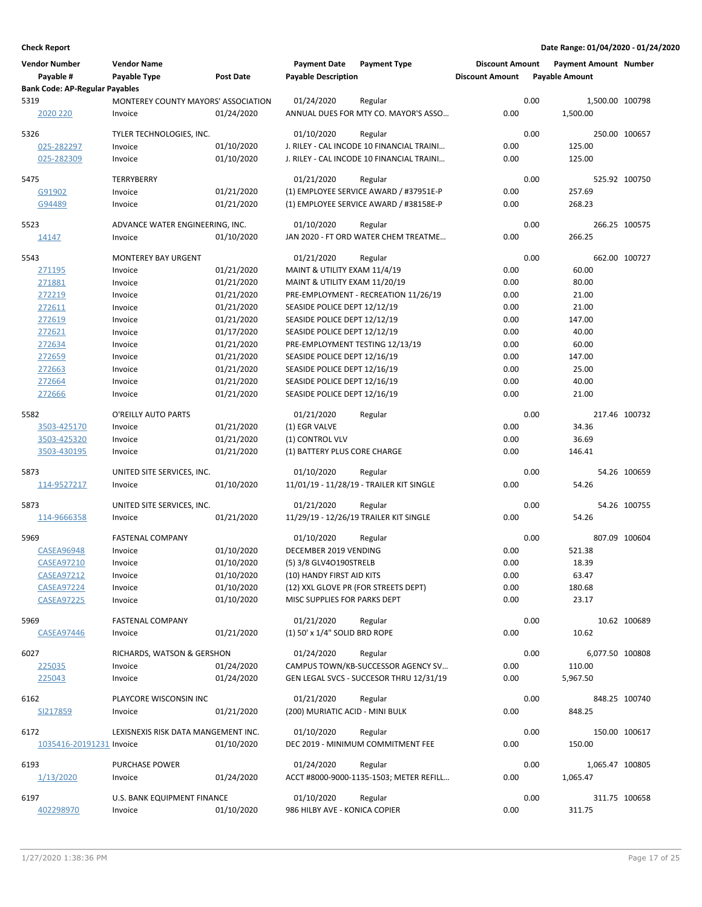**Check Report**

**Date Range: 01/04/2020 - 01/24/2020**

| Vendor Number | Vendor Name | | Payment Date | Payment Type | Discount Amount | Payment Amount | Number |
|---|---|---|---|---|---|---|---|
| Payable # | Payable Type | Post Date | Payable Description | | Discount Amount | Payable Amount | |
| **Bank Code: AP-Regular Payables** | | | | | | | |
| 5319 | MONTEREY COUNTY MAYORS' ASSOCIATION | | 01/24/2020 | Regular | 0.00 | 1,500.00 | 100798 |
| 2020 220 | Invoice | 01/24/2020 | ANNUAL DUES FOR MTY CO. MAYOR'S ASSO... | | 0.00 | 1,500.00 | |
| 5326 | TYLER TECHNOLOGIES, INC. | | 01/10/2020 | Regular | 0.00 | 250.00 | 100657 |
| 025-282297 | Invoice | 01/10/2020 | J. RILEY - CAL INCODE 10 FINANCIAL TRAINI... | | 0.00 | 125.00 | |
| 025-282309 | Invoice | 01/10/2020 | J. RILEY - CAL INCODE 10 FINANCIAL TRAINI... | | 0.00 | 125.00 | |
| 5475 | TERRYBERRY | | 01/21/2020 | Regular | 0.00 | 525.92 | 100750 |
| G91902 | Invoice | 01/21/2020 | (1) EMPLOYEE SERVICE AWARD / #37951E-P | | 0.00 | 257.69 | |
| G94489 | Invoice | 01/21/2020 | (1) EMPLOYEE SERVICE AWARD / #38158E-P | | 0.00 | 268.23 | |
| 5523 | ADVANCE WATER ENGINEERING, INC. | | 01/10/2020 | Regular | 0.00 | 266.25 | 100575 |
| 14147 | Invoice | 01/10/2020 | JAN 2020 - FT ORD WATER CHEM TREATME... | | 0.00 | 266.25 | |
| 5543 | MONTEREY BAY URGENT | | 01/21/2020 | Regular | 0.00 | 662.00 | 100727 |
| 271195 | Invoice | 01/21/2020 | MAINT & UTILITY EXAM 11/4/19 | | 0.00 | 60.00 | |
| 271881 | Invoice | 01/21/2020 | MAINT & UTILITY EXAM 11/20/19 | | 0.00 | 80.00 | |
| 272219 | Invoice | 01/21/2020 | PRE-EMPLOYMENT - RECREATION 11/26/19 | | 0.00 | 21.00 | |
| 272611 | Invoice | 01/21/2020 | SEASIDE POLICE DEPT 12/12/19 | | 0.00 | 21.00 | |
| 272619 | Invoice | 01/21/2020 | SEASIDE POLICE DEPT 12/12/19 | | 0.00 | 147.00 | |
| 272621 | Invoice | 01/17/2020 | SEASIDE POLICE DEPT 12/12/19 | | 0.00 | 40.00 | |
| 272634 | Invoice | 01/21/2020 | PRE-EMPLOYMENT TESTING 12/13/19 | | 0.00 | 60.00 | |
| 272659 | Invoice | 01/21/2020 | SEASIDE POLICE DEPT 12/16/19 | | 0.00 | 147.00 | |
| 272663 | Invoice | 01/21/2020 | SEASIDE POLICE DEPT 12/16/19 | | 0.00 | 25.00 | |
| 272664 | Invoice | 01/21/2020 | SEASIDE POLICE DEPT 12/16/19 | | 0.00 | 40.00 | |
| 272666 | Invoice | 01/21/2020 | SEASIDE POLICE DEPT 12/16/19 | | 0.00 | 21.00 | |
| 5582 | O'REILLY AUTO PARTS | | 01/21/2020 | Regular | 0.00 | 217.46 | 100732 |
| 3503-425170 | Invoice | 01/21/2020 | (1) EGR VALVE | | 0.00 | 34.36 | |
| 3503-425320 | Invoice | 01/21/2020 | (1) CONTROL VLV | | 0.00 | 36.69 | |
| 3503-430195 | Invoice | 01/21/2020 | (1) BATTERY PLUS CORE CHARGE | | 0.00 | 146.41 | |
| 5873 | UNITED SITE SERVICES, INC. | | 01/10/2020 | Regular | 0.00 | 54.26 | 100659 |
| 114-9527217 | Invoice | 01/10/2020 | 11/01/19 - 11/28/19 - TRAILER KIT SINGLE | | 0.00 | 54.26 | |
| 5873 | UNITED SITE SERVICES, INC. | | 01/21/2020 | Regular | 0.00 | 54.26 | 100755 |
| 114-9666358 | Invoice | 01/21/2020 | 11/29/19 - 12/26/19 TRAILER KIT SINGLE | | 0.00 | 54.26 | |
| 5969 | FASTENAL COMPANY | | 01/10/2020 | Regular | 0.00 | 807.09 | 100604 |
| CASEA96948 | Invoice | 01/10/2020 | DECEMBER 2019 VENDING | | 0.00 | 521.38 | |
| CASEA97210 | Invoice | 01/10/2020 | (5) 3/8 GLV4O190STRELB | | 0.00 | 18.39 | |
| CASEA97212 | Invoice | 01/10/2020 | (10) HANDY FIRST AID KITS | | 0.00 | 63.47 | |
| CASEA97224 | Invoice | 01/10/2020 | (12) XXL GLOVE PR (FOR STREETS DEPT) | | 0.00 | 180.68 | |
| CASEA97225 | Invoice | 01/10/2020 | MISC SUPPLIES FOR PARKS DEPT | | 0.00 | 23.17 | |
| 5969 | FASTENAL COMPANY | | 01/21/2020 | Regular | 0.00 | 10.62 | 100689 |
| CASEA97446 | Invoice | 01/21/2020 | (1) 50' x 1/4" SOLID BRD ROPE | | 0.00 | 10.62 | |
| 6027 | RICHARDS, WATSON & GERSHON | | 01/24/2020 | Regular | 0.00 | 6,077.50 | 100808 |
| 225035 | Invoice | 01/24/2020 | CAMPUS TOWN/KB-SUCCESSOR AGENCY SV... | | 0.00 | 110.00 | |
| 225043 | Invoice | 01/24/2020 | GEN LEGAL SVCS - SUCCESOR THRU 12/31/19 | | 0.00 | 5,967.50 | |
| 6162 | PLAYCORE WISCONSIN INC | | 01/21/2020 | Regular | 0.00 | 848.25 | 100740 |
| SI217859 | Invoice | 01/21/2020 | (200) MURIATIC ACID - MINI BULK | | 0.00 | 848.25 | |
| 6172 | LEXISNEXIS RISK DATA MANGEMENT INC. | | 01/10/2020 | Regular | 0.00 | 150.00 | 100617 |
| 1035416-20191231 | Invoice | 01/10/2020 | DEC 2019 - MINIMUM COMMITMENT FEE | | 0.00 | 150.00 | |
| 6193 | PURCHASE POWER | | 01/24/2020 | Regular | 0.00 | 1,065.47 | 100805 |
| 1/13/2020 | Invoice | 01/24/2020 | ACCT #8000-9000-1135-1503; METER REFILL... | | 0.00 | 1,065.47 | |
| 6197 | U.S. BANK EQUIPMENT FINANCE | | 01/10/2020 | Regular | 0.00 | 311.75 | 100658 |
| 402298970 | Invoice | 01/10/2020 | 986 HILBY AVE - KONICA COPIER | | 0.00 | 311.75 | |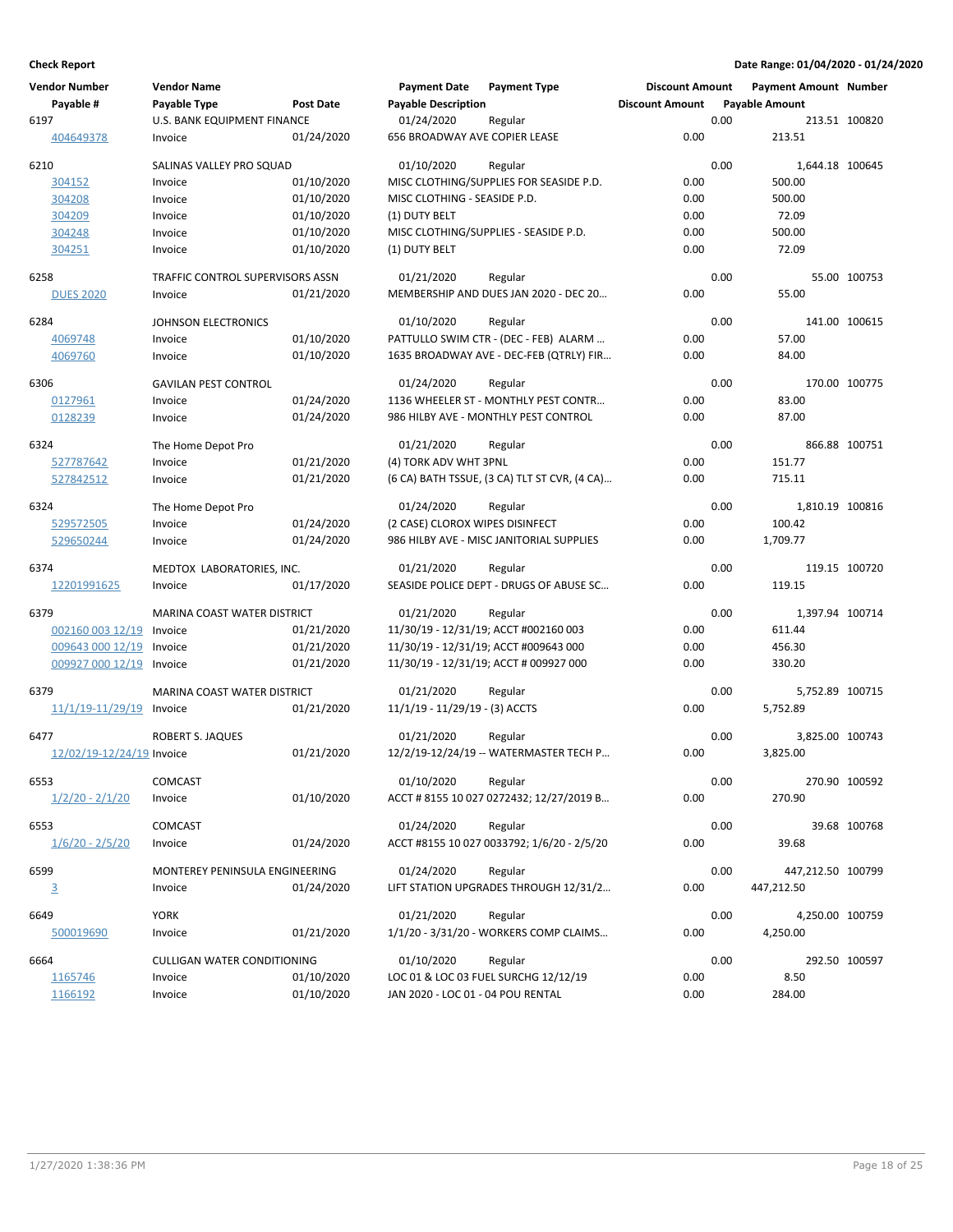**Check Report** — Date Range: 01/04/2020 - 01/24/2020

| Vendor Number | Vendor Name | | Payment Date | Payment Type | Discount Amount | Payment Amount | Number |
|---|---|---|---|---|---|---|---|
| Payable # | Payable Type | Post Date | Payable Description | | Discount Amount | Payable Amount | |
| 6197 | U.S. BANK EQUIPMENT FINANCE | | 01/24/2020 | Regular | 0.00 | 213.51 | 100820 |
| 404649378 | Invoice | 01/24/2020 | 656 BROADWAY AVE COPIER LEASE | | 0.00 | 213.51 | |
| 6210 | SALINAS VALLEY PRO SQUAD | | 01/10/2020 | Regular | 0.00 | 1,644.18 | 100645 |
| 304152 | Invoice | 01/10/2020 | MISC CLOTHING/SUPPLIES FOR SEASIDE P.D. | | 0.00 | 500.00 | |
| 304208 | Invoice | 01/10/2020 | MISC CLOTHING - SEASIDE P.D. | | 0.00 | 500.00 | |
| 304209 | Invoice | 01/10/2020 | (1) DUTY BELT | | 0.00 | 72.09 | |
| 304248 | Invoice | 01/10/2020 | MISC CLOTHING/SUPPLIES - SEASIDE P.D. | | 0.00 | 500.00 | |
| 304251 | Invoice | 01/10/2020 | (1) DUTY BELT | | 0.00 | 72.09 | |
| 6258 | TRAFFIC CONTROL SUPERVISORS ASSN | | 01/21/2020 | Regular | 0.00 | 55.00 | 100753 |
| DUES 2020 | Invoice | 01/21/2020 | MEMBERSHIP AND DUES JAN 2020 - DEC 20... | | 0.00 | 55.00 | |
| 6284 | JOHNSON ELECTRONICS | | 01/10/2020 | Regular | 0.00 | 141.00 | 100615 |
| 4069748 | Invoice | 01/10/2020 | PATTULLO SWIM CTR - (DEC - FEB) ALARM ... | | 0.00 | 57.00 | |
| 4069760 | Invoice | 01/10/2020 | 1635 BROADWAY AVE - DEC-FEB (QTRLY) FIR... | | 0.00 | 84.00 | |
| 6306 | GAVILAN PEST CONTROL | | 01/24/2020 | Regular | 0.00 | 170.00 | 100775 |
| 0127961 | Invoice | 01/24/2020 | 1136 WHEELER ST - MONTHLY PEST CONTR... | | 0.00 | 83.00 | |
| 0128239 | Invoice | 01/24/2020 | 986 HILBY AVE - MONTHLY PEST CONTROL | | 0.00 | 87.00 | |
| 6324 | The Home Depot Pro | | 01/21/2020 | Regular | 0.00 | 866.88 | 100751 |
| 527787642 | Invoice | 01/21/2020 | (4) TORK ADV WHT 3PNL | | 0.00 | 151.77 | |
| 527842512 | Invoice | 01/21/2020 | (6 CA) BATH TSSUE, (3 CA) TLT ST CVR, (4 CA)... | | 0.00 | 715.11 | |
| 6324 | The Home Depot Pro | | 01/24/2020 | Regular | 0.00 | 1,810.19 | 100816 |
| 529572505 | Invoice | 01/24/2020 | (2 CASE) CLOROX WIPES DISINFECT | | 0.00 | 100.42 | |
| 529650244 | Invoice | 01/24/2020 | 986 HILBY AVE - MISC JANITORIAL SUPPLIES | | 0.00 | 1,709.77 | |
| 6374 | MEDTOX LABORATORIES, INC. | | 01/21/2020 | Regular | 0.00 | 119.15 | 100720 |
| 12201991625 | Invoice | 01/17/2020 | SEASIDE POLICE DEPT - DRUGS OF ABUSE SC... | | 0.00 | 119.15 | |
| 6379 | MARINA COAST WATER DISTRICT | | 01/21/2020 | Regular | 0.00 | 1,397.94 | 100714 |
| 002160 003 12/19 | Invoice | 01/21/2020 | 11/30/19 - 12/31/19; ACCT #002160 003 | | 0.00 | 611.44 | |
| 009643 000 12/19 | Invoice | 01/21/2020 | 11/30/19 - 12/31/19; ACCT #009643 000 | | 0.00 | 456.30 | |
| 009927 000 12/19 | Invoice | 01/21/2020 | 11/30/19 - 12/31/19; ACCT # 009927 000 | | 0.00 | 330.20 | |
| 6379 | MARINA COAST WATER DISTRICT | | 01/21/2020 | Regular | 0.00 | 5,752.89 | 100715 |
| 11/1/19-11/29/19 | Invoice | 01/21/2020 | 11/1/19 - 11/29/19 - (3) ACCTS | | 0.00 | 5,752.89 | |
| 6477 | ROBERT S. JAQUES | | 01/21/2020 | Regular | 0.00 | 3,825.00 | 100743 |
| 12/02/19-12/24/19 | Invoice | 01/21/2020 | 12/2/19-12/24/19 -- WATERMASTER TECH P... | | 0.00 | 3,825.00 | |
| 6553 | COMCAST | | 01/10/2020 | Regular | 0.00 | 270.90 | 100592 |
| 1/2/20 - 2/1/20 | Invoice | 01/10/2020 | ACCT # 8155 10 027 0272432; 12/27/2019 B... | | 0.00 | 270.90 | |
| 6553 | COMCAST | | 01/24/2020 | Regular | 0.00 | 39.68 | 100768 |
| 1/6/20 - 2/5/20 | Invoice | 01/24/2020 | ACCT #8155 10 027 0033792; 1/6/20 - 2/5/20 | | 0.00 | 39.68 | |
| 6599 | MONTEREY PENINSULA ENGINEERING | | 01/24/2020 | Regular | 0.00 | 447,212.50 | 100799 |
| 3 | Invoice | 01/24/2020 | LIFT STATION UPGRADES THROUGH 12/31/2... | | 0.00 | 447,212.50 | |
| 6649 | YORK | | 01/21/2020 | Regular | 0.00 | 4,250.00 | 100759 |
| 500019690 | Invoice | 01/21/2020 | 1/1/20 - 3/31/20 - WORKERS COMP CLAIMS... | | 0.00 | 4,250.00 | |
| 6664 | CULLIGAN WATER CONDITIONING | | 01/10/2020 | Regular | 0.00 | 292.50 | 100597 |
| 1165746 | Invoice | 01/10/2020 | LOC 01 & LOC 03 FUEL SURCHG 12/12/19 | | 0.00 | 8.50 | |
| 1166192 | Invoice | 01/10/2020 | JAN 2020 - LOC 01 - 04 POU RENTAL | | 0.00 | 284.00 | |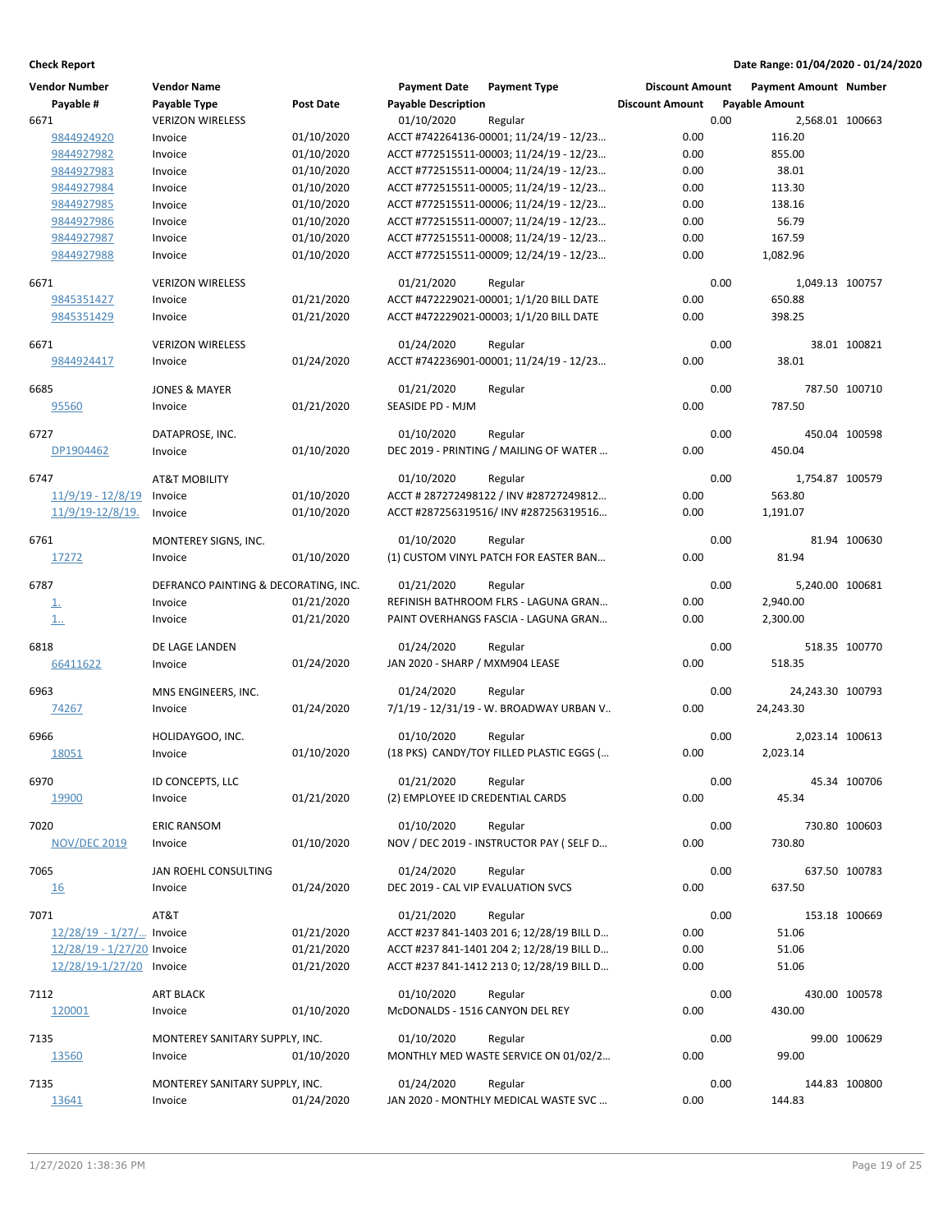**Check Report** — Date Range: 01/04/2020 - 01/24/2020

| Vendor Number | Vendor Name | | Payment Date | Payment Type | Discount Amount | Payment Amount | Number |
|---|---|---|---|---|---|---|---|
| Payable # | Payable Type | Post Date | Payable Description | | Discount Amount | Payable Amount | |
| 6671 | VERIZON WIRELESS | | 01/10/2020 | Regular | 0.00 | 2,568.01 | 100663 |
| 9844924920 | Invoice | 01/10/2020 | ACCT #742264136-00001; 11/24/19 - 12/23… | | 0.00 | 116.20 | |
| 9844927982 | Invoice | 01/10/2020 | ACCT #772515511-00003; 11/24/19 - 12/23… | | 0.00 | 855.00 | |
| 9844927983 | Invoice | 01/10/2020 | ACCT #772515511-00004; 11/24/19 - 12/23… | | 0.00 | 38.01 | |
| 9844927984 | Invoice | 01/10/2020 | ACCT #772515511-00005; 11/24/19 - 12/23… | | 0.00 | 113.30 | |
| 9844927985 | Invoice | 01/10/2020 | ACCT #772515511-00006; 11/24/19 - 12/23… | | 0.00 | 138.16 | |
| 9844927986 | Invoice | 01/10/2020 | ACCT #772515511-00007; 11/24/19 - 12/23… | | 0.00 | 56.79 | |
| 9844927987 | Invoice | 01/10/2020 | ACCT #772515511-00008; 11/24/19 - 12/23… | | 0.00 | 167.59 | |
| 9844927988 | Invoice | 01/10/2020 | ACCT #772515511-00009; 12/24/19 - 12/23… | | 0.00 | 1,082.96 | |
| 6671 | VERIZON WIRELESS | | 01/21/2020 | Regular | 0.00 | 1,049.13 | 100757 |
| 9845351427 | Invoice | 01/21/2020 | ACCT #472229021-00001; 1/1/20 BILL DATE | | 0.00 | 650.88 | |
| 9845351429 | Invoice | 01/21/2020 | ACCT #472229021-00003; 1/1/20 BILL DATE | | 0.00 | 398.25 | |
| 6671 | VERIZON WIRELESS | | 01/24/2020 | Regular | 0.00 | 38.01 | 100821 |
| 9844924417 | Invoice | 01/24/2020 | ACCT #742236901-00001; 11/24/19 - 12/23… | | 0.00 | 38.01 | |
| 6685 | JONES & MAYER | | 01/21/2020 | Regular | 0.00 | 787.50 | 100710 |
| 95560 | Invoice | 01/21/2020 | SEASIDE PD - MJM | | 0.00 | 787.50 | |
| 6727 | DATAPROSE, INC. | | 01/10/2020 | Regular | 0.00 | 450.04 | 100598 |
| DP1904462 | Invoice | 01/10/2020 | DEC 2019 - PRINTING / MAILING OF WATER … | | 0.00 | 450.04 | |
| 6747 | AT&T MOBILITY | | 01/10/2020 | Regular | 0.00 | 1,754.87 | 100579 |
| 11/9/19 - 12/8/19 | Invoice | 01/10/2020 | ACCT # 287272498122 / INV #28727249812… | | 0.00 | 563.80 | |
| 11/9/19-12/8/19. | Invoice | 01/10/2020 | ACCT #287256319516/ INV #287256319516… | | 0.00 | 1,191.07 | |
| 6761 | MONTEREY SIGNS, INC. | | 01/10/2020 | Regular | 0.00 | 81.94 | 100630 |
| 17272 | Invoice | 01/10/2020 | (1) CUSTOM VINYL PATCH FOR EASTER BAN… | | 0.00 | 81.94 | |
| 6787 | DEFRANCO PAINTING & DECORATING, INC. | | 01/21/2020 | Regular | 0.00 | 5,240.00 | 100681 |
| 1. | Invoice | 01/21/2020 | REFINISH BATHROOM FLRS - LAGUNA GRAN… | | 0.00 | 2,940.00 | |
| 1.. | Invoice | 01/21/2020 | PAINT OVERHANGS FASCIA - LAGUNA GRAN… | | 0.00 | 2,300.00 | |
| 6818 | DE LAGE LANDEN | | 01/24/2020 | Regular | 0.00 | 518.35 | 100770 |
| 66411622 | Invoice | 01/24/2020 | JAN 2020 - SHARP / MXM904 LEASE | | 0.00 | 518.35 | |
| 6963 | MNS ENGINEERS, INC. | | 01/24/2020 | Regular | 0.00 | 24,243.30 | 100793 |
| 74267 | Invoice | 01/24/2020 | 7/1/19 - 12/31/19 - W. BROADWAY URBAN V.. | | 0.00 | 24,243.30 | |
| 6966 | HOLIDAYGOO, INC. | | 01/10/2020 | Regular | 0.00 | 2,023.14 | 100613 |
| 18051 | Invoice | 01/10/2020 | (18 PKS) CANDY/TOY FILLED PLASTIC EGGS (… | | 0.00 | 2,023.14 | |
| 6970 | ID CONCEPTS, LLC | | 01/21/2020 | Regular | 0.00 | 45.34 | 100706 |
| 19900 | Invoice | 01/21/2020 | (2) EMPLOYEE ID CREDENTIAL CARDS | | 0.00 | 45.34 | |
| 7020 | ERIC RANSOM | | 01/10/2020 | Regular | 0.00 | 730.80 | 100603 |
| NOV/DEC 2019 | Invoice | 01/10/2020 | NOV / DEC 2019 - INSTRUCTOR PAY ( SELF D… | | 0.00 | 730.80 | |
| 7065 | JAN ROEHL CONSULTING | | 01/24/2020 | Regular | 0.00 | 637.50 | 100783 |
| 16 | Invoice | 01/24/2020 | DEC 2019 - CAL VIP EVALUATION SVCS | | 0.00 | 637.50 | |
| 7071 | AT&T | | 01/21/2020 | Regular | 0.00 | 153.18 | 100669 |
| 12/28/19 - 1/27/… | Invoice | 01/21/2020 | ACCT #237 841-1403 201 6; 12/28/19 BILL D… | | 0.00 | 51.06 | |
| 12/28/19 - 1/27/20 | Invoice | 01/21/2020 | ACCT #237 841-1401 204 2; 12/28/19 BILL D… | | 0.00 | 51.06 | |
| 12/28/19-1/27/20 | Invoice | 01/21/2020 | ACCT #237 841-1412 213 0; 12/28/19 BILL D… | | 0.00 | 51.06 | |
| 7112 | ART BLACK | | 01/10/2020 | Regular | 0.00 | 430.00 | 100578 |
| 120001 | Invoice | 01/10/2020 | McDONALDS - 1516 CANYON DEL REY | | 0.00 | 430.00 | |
| 7135 | MONTEREY SANITARY SUPPLY, INC. | | 01/10/2020 | Regular | 0.00 | 99.00 | 100629 |
| 13560 | Invoice | 01/10/2020 | MONTHLY MED WASTE SERVICE ON 01/02/2… | | 0.00 | 99.00 | |
| 7135 | MONTEREY SANITARY SUPPLY, INC. | | 01/24/2020 | Regular | 0.00 | 144.83 | 100800 |
| 13641 | Invoice | 01/24/2020 | JAN 2020 - MONTHLY MEDICAL WASTE SVC … | | 0.00 | 144.83 | |

1/27/2020 1:38:36 PM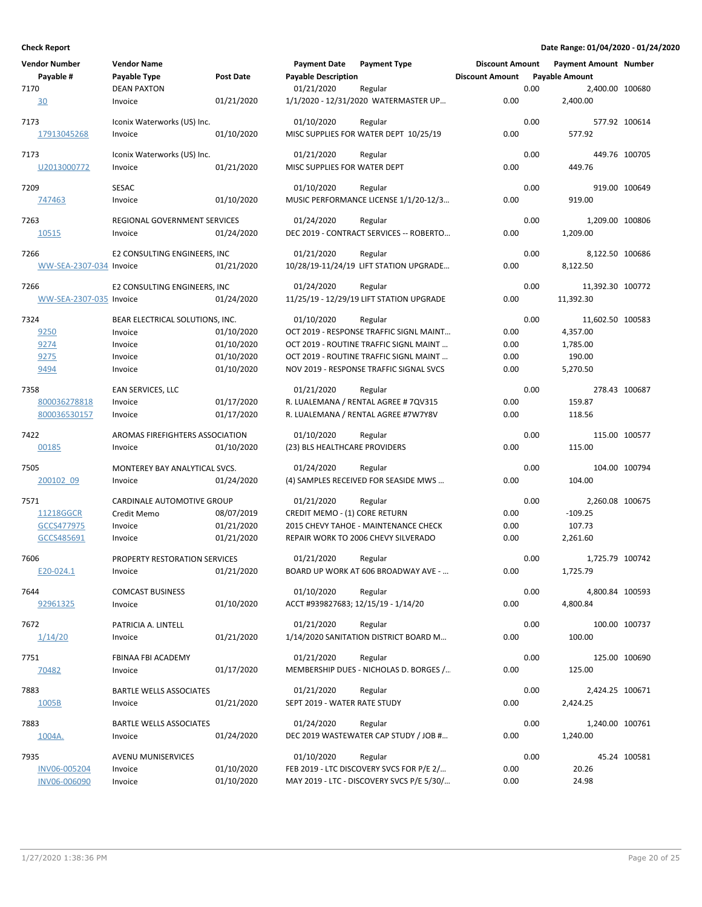**Check Report**

**Date Range: 01/04/2020 - 01/24/2020**

| Vendor Number | Vendor Name | | Payment Date | Payment Type | Discount Amount | Payment Amount | Number |
|---|---|---|---|---|---|---|---|
| Payable # | Payable Type | Post Date | Payable Description | | Discount Amount | Payable Amount | |
| 7170 | DEAN PAXTON | | 01/21/2020 | Regular | 0.00 | 2,400.00 | 100680 |
| 30 | Invoice | 01/21/2020 | 1/1/2020 - 12/31/2020 WATERMASTER UP... | | 0.00 | 2,400.00 | |
| 7173 | Iconix Waterworks (US) Inc. | | 01/10/2020 | Regular | 0.00 | 577.92 | 100614 |
| 17913045268 | Invoice | 01/10/2020 | MISC SUPPLIES FOR WATER DEPT 10/25/19 | | 0.00 | 577.92 | |
| 7173 | Iconix Waterworks (US) Inc. | | 01/21/2020 | Regular | 0.00 | 449.76 | 100705 |
| U2013000772 | Invoice | 01/21/2020 | MISC SUPPLIES FOR WATER DEPT | | 0.00 | 449.76 | |
| 7209 | SESAC | | 01/10/2020 | Regular | 0.00 | 919.00 | 100649 |
| 747463 | Invoice | 01/10/2020 | MUSIC PERFORMANCE LICENSE 1/1/20-12/3... | | 0.00 | 919.00 | |
| 7263 | REGIONAL GOVERNMENT SERVICES | | 01/24/2020 | Regular | 0.00 | 1,209.00 | 100806 |
| 10515 | Invoice | 01/24/2020 | DEC 2019 - CONTRACT SERVICES -- ROBERTO... | | 0.00 | 1,209.00 | |
| 7266 | E2 CONSULTING ENGINEERS, INC | | 01/21/2020 | Regular | 0.00 | 8,122.50 | 100686 |
| WW-SEA-2307-034 | Invoice | 01/21/2020 | 10/28/19-11/24/19 LIFT STATION UPGRADE... | | 0.00 | 8,122.50 | |
| 7266 | E2 CONSULTING ENGINEERS, INC | | 01/24/2020 | Regular | 0.00 | 11,392.30 | 100772 |
| WW-SEA-2307-035 | Invoice | 01/24/2020 | 11/25/19 - 12/29/19 LIFT STATION UPGRADE | | 0.00 | 11,392.30 | |
| 7324 | BEAR ELECTRICAL SOLUTIONS, INC. | | 01/10/2020 | Regular | 0.00 | 11,602.50 | 100583 |
| 9250 | Invoice | 01/10/2020 | OCT 2019 - RESPONSE TRAFFIC SIGNL MAINT... | | 0.00 | 4,357.00 | |
| 9274 | Invoice | 01/10/2020 | OCT 2019 - ROUTINE TRAFFIC SIGNL MAINT ... | | 0.00 | 1,785.00 | |
| 9275 | Invoice | 01/10/2020 | OCT 2019 - ROUTINE TRAFFIC SIGNL MAINT ... | | 0.00 | 190.00 | |
| 9494 | Invoice | 01/10/2020 | NOV 2019 - RESPONSE TRAFFIC SIGNAL SVCS | | 0.00 | 5,270.50 | |
| 7358 | EAN SERVICES, LLC | | 01/21/2020 | Regular | 0.00 | 278.43 | 100687 |
| 800036278818 | Invoice | 01/17/2020 | R. LUALEMANA / RENTAL AGREE # 7QV315 | | 0.00 | 159.87 | |
| 800036530157 | Invoice | 01/17/2020 | R. LUALEMANA / RENTAL AGREE #7W7Y8V | | 0.00 | 118.56 | |
| 7422 | AROMAS FIREFIGHTERS ASSOCIATION | | 01/10/2020 | Regular | 0.00 | 115.00 | 100577 |
| 00185 | Invoice | 01/10/2020 | (23) BLS HEALTHCARE PROVIDERS | | 0.00 | 115.00 | |
| 7505 | MONTEREY BAY ANALYTICAL SVCS. | | 01/24/2020 | Regular | 0.00 | 104.00 | 100794 |
| 200102_09 | Invoice | 01/24/2020 | (4) SAMPLES RECEIVED FOR SEASIDE MWS ... | | 0.00 | 104.00 | |
| 7571 | CARDINALE AUTOMOTIVE GROUP | | 01/21/2020 | Regular | 0.00 | 2,260.08 | 100675 |
| 11218GGCR | Credit Memo | 08/07/2019 | CREDIT MEMO - (1) CORE RETURN | | 0.00 | -109.25 | |
| GCCS477975 | Invoice | 01/21/2020 | 2015 CHEVY TAHOE - MAINTENANCE CHECK | | 0.00 | 107.73 | |
| GCCS485691 | Invoice | 01/21/2020 | REPAIR WORK TO 2006 CHEVY SILVERADO | | 0.00 | 2,261.60 | |
| 7606 | PROPERTY RESTORATION SERVICES | | 01/21/2020 | Regular | 0.00 | 1,725.79 | 100742 |
| E20-024.1 | Invoice | 01/21/2020 | BOARD UP WORK AT 606 BROADWAY AVE - ... | | 0.00 | 1,725.79 | |
| 7644 | COMCAST BUSINESS | | 01/10/2020 | Regular | 0.00 | 4,800.84 | 100593 |
| 92961325 | Invoice | 01/10/2020 | ACCT #939827683; 12/15/19 - 1/14/20 | | 0.00 | 4,800.84 | |
| 7672 | PATRICIA A. LINTELL | | 01/21/2020 | Regular | 0.00 | 100.00 | 100737 |
| 1/14/20 | Invoice | 01/21/2020 | 1/14/2020 SANITATION DISTRICT BOARD M... | | 0.00 | 100.00 | |
| 7751 | FBINAA FBI ACADEMY | | 01/21/2020 | Regular | 0.00 | 125.00 | 100690 |
| 70482 | Invoice | 01/17/2020 | MEMBERSHIP DUES - NICHOLAS D. BORGES /... | | 0.00 | 125.00 | |
| 7883 | BARTLE WELLS ASSOCIATES | | 01/21/2020 | Regular | 0.00 | 2,424.25 | 100671 |
| 1005B | Invoice | 01/21/2020 | SEPT 2019 - WATER RATE STUDY | | 0.00 | 2,424.25 | |
| 7883 | BARTLE WELLS ASSOCIATES | | 01/24/2020 | Regular | 0.00 | 1,240.00 | 100761 |
| 1004A. | Invoice | 01/24/2020 | DEC 2019 WASTEWATER CAP STUDY / JOB #... | | 0.00 | 1,240.00 | |
| 7935 | AVENU MUNISERVICES | | 01/10/2020 | Regular | 0.00 | 45.24 | 100581 |
| INV06-005204 | Invoice | 01/10/2020 | FEB 2019 - LTC DISCOVERY SVCS FOR P/E 2/... | | 0.00 | 20.26 | |
| INV06-006090 | Invoice | 01/10/2020 | MAY 2019 - LTC - DISCOVERY SVCS P/E 5/30/... | | 0.00 | 24.98 | |

1/27/2020 1:38:36 PM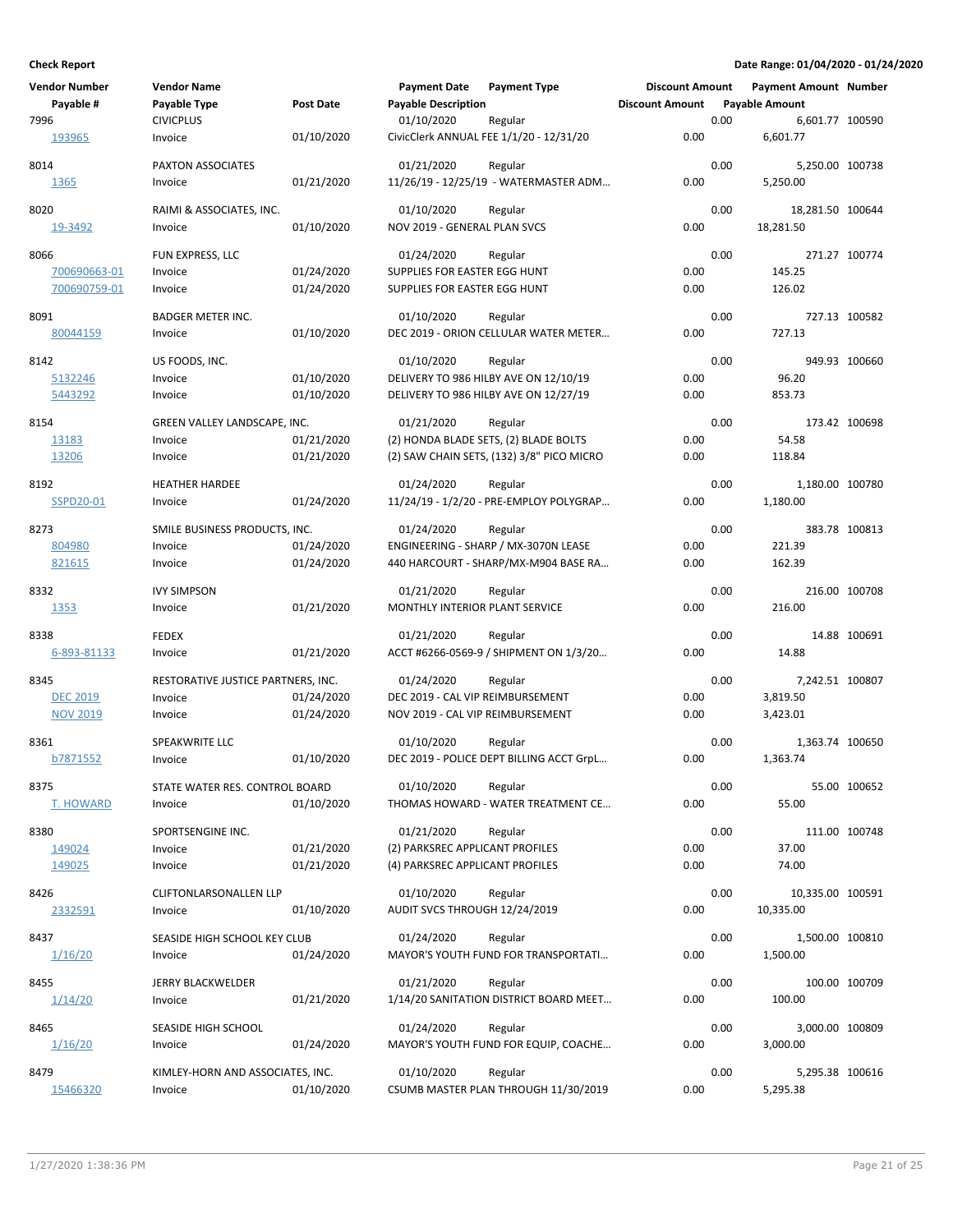**Check Report** — Date Range: 01/04/2020 - 01/24/2020

| Vendor Number | Vendor Name | | Payment Date | Payment Type | Discount Amount | Payment Amount | Number |
|---|---|---|---|---|---|---|---|
| Payable # | Payable Type | Post Date | Payable Description | | Discount Amount | Payable Amount | |
| 7996 | CIVICPLUS | | 01/10/2020 | Regular | 0.00 | 6,601.77 | 100590 |
| 193965 | Invoice | 01/10/2020 | CivicClerk ANNUAL FEE 1/1/20 - 12/31/20 | | 0.00 | 6,601.77 | |
| 8014 | PAXTON ASSOCIATES | | 01/21/2020 | Regular | 0.00 | 5,250.00 | 100738 |
| 1365 | Invoice | 01/21/2020 | 11/26/19 - 12/25/19 - WATERMASTER ADM… | | 0.00 | 5,250.00 | |
| 8020 | RAIMI & ASSOCIATES, INC. | | 01/10/2020 | Regular | 0.00 | 18,281.50 | 100644 |
| 19-3492 | Invoice | 01/10/2020 | NOV 2019 - GENERAL PLAN SVCS | | 0.00 | 18,281.50 | |
| 8066 | FUN EXPRESS, LLC | | 01/24/2020 | Regular | 0.00 | 271.27 | 100774 |
| 700690663-01 | Invoice | 01/24/2020 | SUPPLIES FOR EASTER EGG HUNT | | 0.00 | 145.25 | |
| 700690759-01 | Invoice | 01/24/2020 | SUPPLIES FOR EASTER EGG HUNT | | 0.00 | 126.02 | |
| 8091 | BADGER METER INC. | | 01/10/2020 | Regular | 0.00 | 727.13 | 100582 |
| 80044159 | Invoice | 01/10/2020 | DEC 2019 - ORION CELLULAR WATER METER… | | 0.00 | 727.13 | |
| 8142 | US FOODS, INC. | | 01/10/2020 | Regular | 0.00 | 949.93 | 100660 |
| 5132246 | Invoice | 01/10/2020 | DELIVERY TO 986 HILBY AVE ON 12/10/19 | | 0.00 | 96.20 | |
| 5443292 | Invoice | 01/10/2020 | DELIVERY TO 986 HILBY AVE ON 12/27/19 | | 0.00 | 853.73 | |
| 8154 | GREEN VALLEY LANDSCAPE, INC. | | 01/21/2020 | Regular | 0.00 | 173.42 | 100698 |
| 13183 | Invoice | 01/21/2020 | (2) HONDA BLADE SETS, (2) BLADE BOLTS | | 0.00 | 54.58 | |
| 13206 | Invoice | 01/21/2020 | (2) SAW CHAIN SETS, (132) 3/8" PICO MICRO | | 0.00 | 118.84 | |
| 8192 | HEATHER HARDEE | | 01/24/2020 | Regular | 0.00 | 1,180.00 | 100780 |
| SSPD20-01 | Invoice | 01/24/2020 | 11/24/19 - 1/2/20 - PRE-EMPLOY POLYGRAP… | | 0.00 | 1,180.00 | |
| 8273 | SMILE BUSINESS PRODUCTS, INC. | | 01/24/2020 | Regular | 0.00 | 383.78 | 100813 |
| 804980 | Invoice | 01/24/2020 | ENGINEERING - SHARP / MX-3070N LEASE | | 0.00 | 221.39 | |
| 821615 | Invoice | 01/24/2020 | 440 HARCOURT - SHARP/MX-M904 BASE RA… | | 0.00 | 162.39 | |
| 8332 | IVY SIMPSON | | 01/21/2020 | Regular | 0.00 | 216.00 | 100708 |
| 1353 | Invoice | 01/21/2020 | MONTHLY INTERIOR PLANT SERVICE | | 0.00 | 216.00 | |
| 8338 | FEDEX | | 01/21/2020 | Regular | 0.00 | 14.88 | 100691 |
| 6-893-81133 | Invoice | 01/21/2020 | ACCT #6266-0569-9 / SHIPMENT ON 1/3/20… | | 0.00 | 14.88 | |
| 8345 | RESTORATIVE JUSTICE PARTNERS, INC. | | 01/24/2020 | Regular | 0.00 | 7,242.51 | 100807 |
| DEC 2019 | Invoice | 01/24/2020 | DEC 2019 - CAL VIP REIMBURSEMENT | | 0.00 | 3,819.50 | |
| NOV 2019 | Invoice | 01/24/2020 | NOV 2019 - CAL VIP REIMBURSEMENT | | 0.00 | 3,423.01 | |
| 8361 | SPEAKWRITE LLC | | 01/10/2020 | Regular | 0.00 | 1,363.74 | 100650 |
| b7871552 | Invoice | 01/10/2020 | DEC 2019 - POLICE DEPT BILLING ACCT GrpL… | | 0.00 | 1,363.74 | |
| 8375 | STATE WATER RES. CONTROL BOARD | | 01/10/2020 | Regular | 0.00 | 55.00 | 100652 |
| T. HOWARD | Invoice | 01/10/2020 | THOMAS HOWARD - WATER TREATMENT CE… | | 0.00 | 55.00 | |
| 8380 | SPORTSENGINE INC. | | 01/21/2020 | Regular | 0.00 | 111.00 | 100748 |
| 149024 | Invoice | 01/21/2020 | (2) PARKSREC APPLICANT PROFILES | | 0.00 | 37.00 | |
| 149025 | Invoice | 01/21/2020 | (4) PARKSREC APPLICANT PROFILES | | 0.00 | 74.00 | |
| 8426 | CLIFTONLARSONALLEN LLP | | 01/10/2020 | Regular | 0.00 | 10,335.00 | 100591 |
| 2332591 | Invoice | 01/10/2020 | AUDIT SVCS THROUGH 12/24/2019 | | 0.00 | 10,335.00 | |
| 8437 | SEASIDE HIGH SCHOOL KEY CLUB | | 01/24/2020 | Regular | 0.00 | 1,500.00 | 100810 |
| 1/16/20 | Invoice | 01/24/2020 | MAYOR'S YOUTH FUND FOR TRANSPORTATI… | | 0.00 | 1,500.00 | |
| 8455 | JERRY BLACKWELDER | | 01/21/2020 | Regular | 0.00 | 100.00 | 100709 |
| 1/14/20 | Invoice | 01/21/2020 | 1/14/20 SANITATION DISTRICT BOARD MEET… | | 0.00 | 100.00 | |
| 8465 | SEASIDE HIGH SCHOOL | | 01/24/2020 | Regular | 0.00 | 3,000.00 | 100809 |
| 1/16/20 | Invoice | 01/24/2020 | MAYOR'S YOUTH FUND FOR EQUIP, COACHE… | | 0.00 | 3,000.00 | |
| 8479 | KIMLEY-HORN AND ASSOCIATES, INC. | | 01/10/2020 | Regular | 0.00 | 5,295.38 | 100616 |
| 15466320 | Invoice | 01/10/2020 | CSUMB MASTER PLAN THROUGH 11/30/2019 | | 0.00 | 5,295.38 | |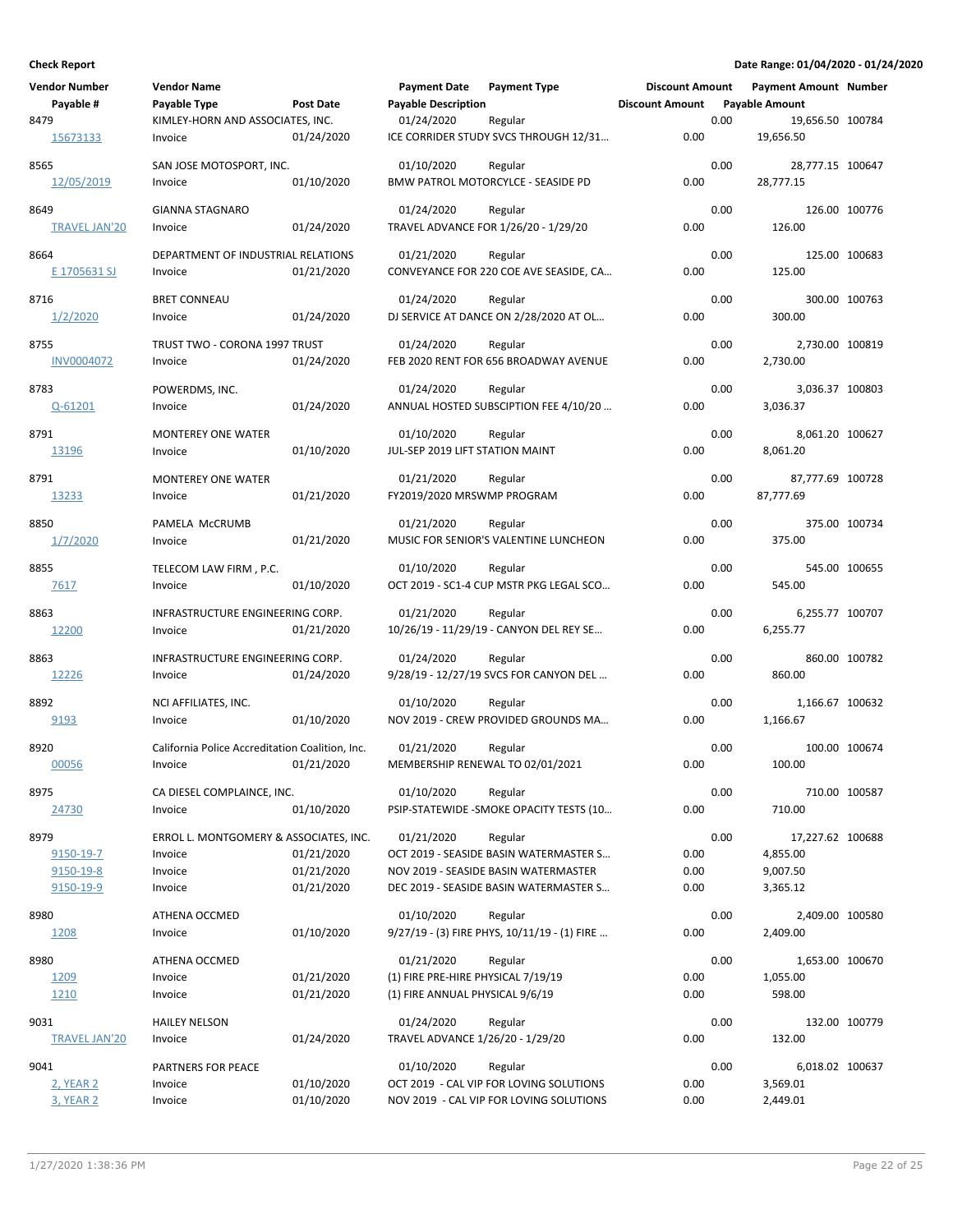**Check Report**

**Date Range: 01/04/2020 - 01/24/2020**

| Vendor Number | Vendor Name | | Payment Date | Payment Type | Discount Amount | Payment Amount | Number |
|---|---|---|---|---|---|---|---|
| Payable # | Payable Type | Post Date | Payable Description | | Discount Amount | Payable Amount | |
| 8479 | KIMLEY-HORN AND ASSOCIATES, INC. | | 01/24/2020 | Regular | 0.00 | 19,656.50 | 100784 |
| 15673133 | Invoice | 01/24/2020 | ICE CORRIDER STUDY SVCS THROUGH 12/31... | | 0.00 | 19,656.50 | |
| 8565 | SAN JOSE MOTOSPORT, INC. | | 01/10/2020 | Regular | 0.00 | 28,777.15 | 100647 |
| 12/05/2019 | Invoice | 01/10/2020 | BMW PATROL MOTORCYCLE - SEASIDE PD | | 0.00 | 28,777.15 | |
| 8649 | GIANNA STAGNARO | | 01/24/2020 | Regular | 0.00 | 126.00 | 100776 |
| TRAVEL JAN'20 | Invoice | 01/24/2020 | TRAVEL ADVANCE FOR 1/26/20 - 1/29/20 | | 0.00 | 126.00 | |
| 8664 | DEPARTMENT OF INDUSTRIAL RELATIONS | | 01/21/2020 | Regular | 0.00 | 125.00 | 100683 |
| E 1705631 SJ | Invoice | 01/21/2020 | CONVEYANCE FOR 220 COE AVE SEASIDE, CA... | | 0.00 | 125.00 | |
| 8716 | BRET CONNEAU | | 01/24/2020 | Regular | 0.00 | 300.00 | 100763 |
| 1/2/2020 | Invoice | 01/24/2020 | DJ SERVICE AT DANCE ON 2/28/2020 AT OL... | | 0.00 | 300.00 | |
| 8755 | TRUST TWO - CORONA 1997 TRUST | | 01/24/2020 | Regular | 0.00 | 2,730.00 | 100819 |
| INV0004072 | Invoice | 01/24/2020 | FEB 2020 RENT FOR 656 BROADWAY AVENUE | | 0.00 | 2,730.00 | |
| 8783 | POWERDMS, INC. | | 01/24/2020 | Regular | 0.00 | 3,036.37 | 100803 |
| Q-61201 | Invoice | 01/24/2020 | ANNUAL HOSTED SUBSCIPTION FEE 4/10/20 ... | | 0.00 | 3,036.37 | |
| 8791 | MONTEREY ONE WATER | | 01/10/2020 | Regular | 0.00 | 8,061.20 | 100627 |
| 13196 | Invoice | 01/10/2020 | JUL-SEP 2019 LIFT STATION MAINT | | 0.00 | 8,061.20 | |
| 8791 | MONTEREY ONE WATER | | 01/21/2020 | Regular | 0.00 | 87,777.69 | 100728 |
| 13233 | Invoice | 01/21/2020 | FY2019/2020 MRSWMP PROGRAM | | 0.00 | 87,777.69 | |
| 8850 | PAMELA McCRUMB | | 01/21/2020 | Regular | 0.00 | 375.00 | 100734 |
| 1/7/2020 | Invoice | 01/21/2020 | MUSIC FOR SENIOR'S VALENTINE LUNCHEON | | 0.00 | 375.00 | |
| 8855 | TELECOM LAW FIRM , P.C. | | 01/10/2020 | Regular | 0.00 | 545.00 | 100655 |
| 7617 | Invoice | 01/10/2020 | OCT 2019 - SC1-4 CUP MSTR PKG LEGAL SCO... | | 0.00 | 545.00 | |
| 8863 | INFRASTRUCTURE ENGINEERING CORP. | | 01/21/2020 | Regular | 0.00 | 6,255.77 | 100707 |
| 12200 | Invoice | 01/21/2020 | 10/26/19 - 11/29/19 - CANYON DEL REY SE... | | 0.00 | 6,255.77 | |
| 8863 | INFRASTRUCTURE ENGINEERING CORP. | | 01/24/2020 | Regular | 0.00 | 860.00 | 100782 |
| 12226 | Invoice | 01/24/2020 | 9/28/19 - 12/27/19 SVCS FOR CANYON DEL ... | | 0.00 | 860.00 | |
| 8892 | NCI AFFILIATES, INC. | | 01/10/2020 | Regular | 0.00 | 1,166.67 | 100632 |
| 9193 | Invoice | 01/10/2020 | NOV 2019 - CREW PROVIDED GROUNDS MA... | | 0.00 | 1,166.67 | |
| 8920 | California Police Accreditation Coalition, Inc. | | 01/21/2020 | Regular | 0.00 | 100.00 | 100674 |
| 00056 | Invoice | 01/21/2020 | MEMBERSHIP RENEWAL TO 02/01/2021 | | 0.00 | 100.00 | |
| 8975 | CA DIESEL COMPLAINCE, INC. | | 01/10/2020 | Regular | 0.00 | 710.00 | 100587 |
| 24730 | Invoice | 01/10/2020 | PSIP-STATEWIDE -SMOKE OPACITY TESTS (10... | | 0.00 | 710.00 | |
| 8979 | ERROL L. MONTGOMERY & ASSOCIATES, INC. | | 01/21/2020 | Regular | 0.00 | 17,227.62 | 100688 |
| 9150-19-7 | Invoice | 01/21/2020 | OCT 2019 - SEASIDE BASIN WATERMASTER S... | | 0.00 | 4,855.00 | |
| 9150-19-8 | Invoice | 01/21/2020 | NOV 2019 - SEASIDE BASIN WATERMASTER | | 0.00 | 9,007.50 | |
| 9150-19-9 | Invoice | 01/21/2020 | DEC 2019 - SEASIDE BASIN WATERMASTER S... | | 0.00 | 3,365.12 | |
| 8980 | ATHENA OCCMED | | 01/10/2020 | Regular | 0.00 | 2,409.00 | 100580 |
| 1208 | Invoice | 01/10/2020 | 9/27/19 - (3) FIRE PHYS, 10/11/19 - (1) FIRE ... | | 0.00 | 2,409.00 | |
| 8980 | ATHENA OCCMED | | 01/21/2020 | Regular | 0.00 | 1,653.00 | 100670 |
| 1209 | Invoice | 01/21/2020 | (1) FIRE PRE-HIRE PHYSICAL 7/19/19 | | 0.00 | 1,055.00 | |
| 1210 | Invoice | 01/21/2020 | (1) FIRE ANNUAL PHYSICAL 9/6/19 | | 0.00 | 598.00 | |
| 9031 | HAILEY NELSON | | 01/24/2020 | Regular | 0.00 | 132.00 | 100779 |
| TRAVEL JAN'20 | Invoice | 01/24/2020 | TRAVEL ADVANCE 1/26/20 - 1/29/20 | | 0.00 | 132.00 | |
| 9041 | PARTNERS FOR PEACE | | 01/10/2020 | Regular | 0.00 | 6,018.02 | 100637 |
| 2, YEAR 2 | Invoice | 01/10/2020 | OCT 2019 - CAL VIP FOR LOVING SOLUTIONS | | 0.00 | 3,569.01 | |
| 3, YEAR 2 | Invoice | 01/10/2020 | NOV 2019 - CAL VIP FOR LOVING SOLUTIONS | | 0.00 | 2,449.01 | |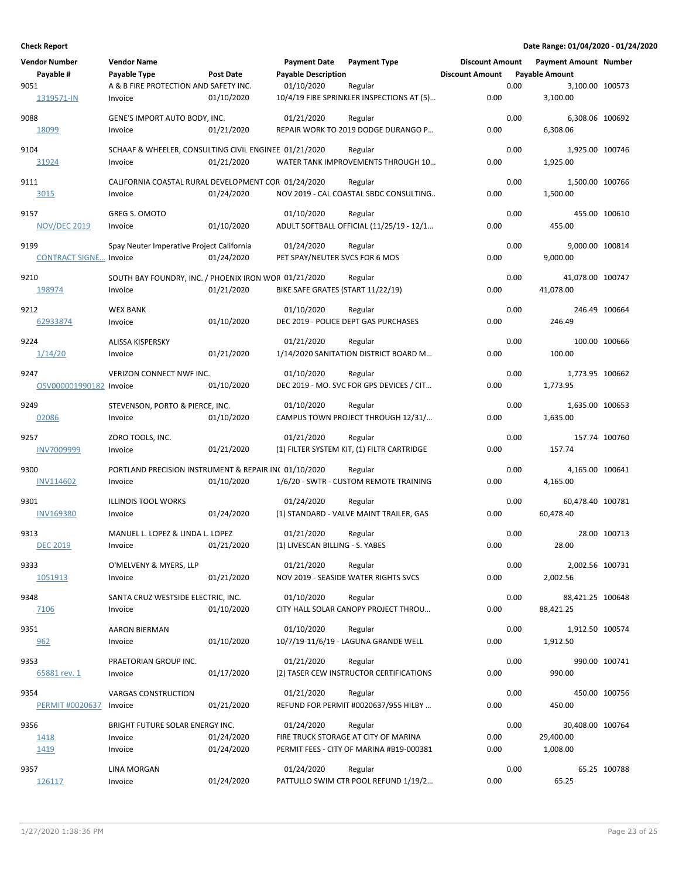**Check Report**

**Date Range: 01/04/2020 - 01/24/2020**

| Vendor Number | Vendor Name | | Payment Date | Payment Type | Discount Amount | Payment Amount | Number |
|---|---|---|---|---|---|---|---|
| Payable # | Payable Type | Post Date | Payable Description | | Discount Amount | Payable Amount | |
| 9051 | A & B FIRE PROTECTION AND SAFETY INC. | | 01/10/2020 | Regular | 0.00 | 3,100.00 | 100573 |
| 1319571-IN | Invoice | 01/10/2020 | 10/4/19 FIRE SPRINKLER INSPECTIONS AT (5)... | | 0.00 | 3,100.00 | |
| 9088 | GENE'S IMPORT AUTO BODY, INC. | | 01/21/2020 | Regular | 0.00 | 6,308.06 | 100692 |
| 18099 | Invoice | 01/21/2020 | REPAIR WORK TO 2019 DODGE DURANGO P... | | 0.00 | 6,308.06 | |
| 9104 | SCHAAF & WHEELER, CONSULTING CIVIL ENGINEE | | 01/21/2020 | Regular | 0.00 | 1,925.00 | 100746 |
| 31924 | Invoice | 01/21/2020 | WATER TANK IMPROVEMENTS THROUGH 10... | | 0.00 | 1,925.00 | |
| 9111 | CALIFORNIA COASTAL RURAL DEVELOPMENT COR | | 01/24/2020 | Regular | 0.00 | 1,500.00 | 100766 |
| 3015 | Invoice | 01/24/2020 | NOV 2019 - CAL COASTAL SBDC CONSULTING.. | | 0.00 | 1,500.00 | |
| 9157 | GREG S. OMOTO | | 01/10/2020 | Regular | 0.00 | 455.00 | 100610 |
| NOV/DEC 2019 | Invoice | 01/10/2020 | ADULT SOFTBALL OFFICIAL (11/25/19 - 12/1... | | 0.00 | 455.00 | |
| 9199 | Spay Neuter Imperative Project California | | 01/24/2020 | Regular | 0.00 | 9,000.00 | 100814 |
| CONTRACT SIGNE... | Invoice | 01/24/2020 | PET SPAY/NEUTER SVCS FOR 6 MOS | | 0.00 | 9,000.00 | |
| 9210 | SOUTH BAY FOUNDRY, INC. / PHOENIX IRON WOR | | 01/21/2020 | Regular | 0.00 | 41,078.00 | 100747 |
| 198974 | Invoice | 01/21/2020 | BIKE SAFE GRATES (START 11/22/19) | | 0.00 | 41,078.00 | |
| 9212 | WEX BANK | | 01/10/2020 | Regular | 0.00 | 246.49 | 100664 |
| 62933874 | Invoice | 01/10/2020 | DEC 2019 - POLICE DEPT GAS PURCHASES | | 0.00 | 246.49 | |
| 9224 | ALISSA KISPERSKY | | 01/21/2020 | Regular | 0.00 | 100.00 | 100666 |
| 1/14/20 | Invoice | 01/21/2020 | 1/14/2020 SANITATION DISTRICT BOARD M... | | 0.00 | 100.00 | |
| 9247 | VERIZON CONNECT NWF INC. | | 01/10/2020 | Regular | 0.00 | 1,773.95 | 100662 |
| OSV000001990182 | Invoice | 01/10/2020 | DEC 2019 - MO. SVC FOR GPS DEVICES / CIT... | | 0.00 | 1,773.95 | |
| 9249 | STEVENSON, PORTO & PIERCE, INC. | | 01/10/2020 | Regular | 0.00 | 1,635.00 | 100653 |
| 02086 | Invoice | 01/10/2020 | CAMPUS TOWN PROJECT THROUGH 12/31/... | | 0.00 | 1,635.00 | |
| 9257 | ZORO TOOLS, INC. | | 01/21/2020 | Regular | 0.00 | 157.74 | 100760 |
| INV7009999 | Invoice | 01/21/2020 | (1) FILTER SYSTEM KIT, (1) FILTR CARTRIDGE | | 0.00 | 157.74 | |
| 9300 | PORTLAND PRECISION INSTRUMENT & REPAIR IN( | | 01/10/2020 | Regular | 0.00 | 4,165.00 | 100641 |
| INV114602 | Invoice | 01/10/2020 | 1/6/20 - SWTR - CUSTOM REMOTE TRAINING | | 0.00 | 4,165.00 | |
| 9301 | ILLINOIS TOOL WORKS | | 01/24/2020 | Regular | 0.00 | 60,478.40 | 100781 |
| INV169380 | Invoice | 01/24/2020 | (1) STANDARD - VALVE MAINT TRAILER, GAS | | 0.00 | 60,478.40 | |
| 9313 | MANUEL L. LOPEZ & LINDA L. LOPEZ | | 01/21/2020 | Regular | 0.00 | 28.00 | 100713 |
| DEC 2019 | Invoice | 01/21/2020 | (1) LIVESCAN BILLING - S. YABES | | 0.00 | 28.00 | |
| 9333 | O'MELVENY & MYERS, LLP | | 01/21/2020 | Regular | 0.00 | 2,002.56 | 100731 |
| 1051913 | Invoice | 01/21/2020 | NOV 2019 - SEASIDE WATER RIGHTS SVCS | | 0.00 | 2,002.56 | |
| 9348 | SANTA CRUZ WESTSIDE ELECTRIC, INC. | | 01/10/2020 | Regular | 0.00 | 88,421.25 | 100648 |
| 7106 | Invoice | 01/10/2020 | CITY HALL SOLAR CANOPY PROJECT THROU... | | 0.00 | 88,421.25 | |
| 9351 | AARON BIERMAN | | 01/10/2020 | Regular | 0.00 | 1,912.50 | 100574 |
| 962 | Invoice | 01/10/2020 | 10/7/19-11/6/19 - LAGUNA GRANDE WELL | | 0.00 | 1,912.50 | |
| 9353 | PRAETORIAN GROUP INC. | | 01/21/2020 | Regular | 0.00 | 990.00 | 100741 |
| 65881 rev. 1 | Invoice | 01/17/2020 | (2) TASER CEW INSTRUCTOR CERTIFICATIONS | | 0.00 | 990.00 | |
| 9354 | VARGAS CONSTRUCTION | | 01/21/2020 | Regular | 0.00 | 450.00 | 100756 |
| PERMIT #0020637 | Invoice | 01/21/2020 | REFUND FOR PERMIT #0020637/955 HILBY ... | | 0.00 | 450.00 | |
| 9356 | BRIGHT FUTURE SOLAR ENERGY INC. | | 01/24/2020 | Regular | 0.00 | 30,408.00 | 100764 |
| 1418 | Invoice | 01/24/2020 | FIRE TRUCK STORAGE AT CITY OF MARINA | | 0.00 | 29,400.00 | |
| 1419 | Invoice | 01/24/2020 | PERMIT FEES - CITY OF MARINA #B19-000381 | | 0.00 | 1,008.00 | |
| 9357 | LINA MORGAN | | 01/24/2020 | Regular | 0.00 | 65.25 | 100788 |
| 126117 | Invoice | 01/24/2020 | PATTULLO SWIM CTR POOL REFUND 1/19/2... | | 0.00 | 65.25 | |

1/27/2020 1:38:36 PM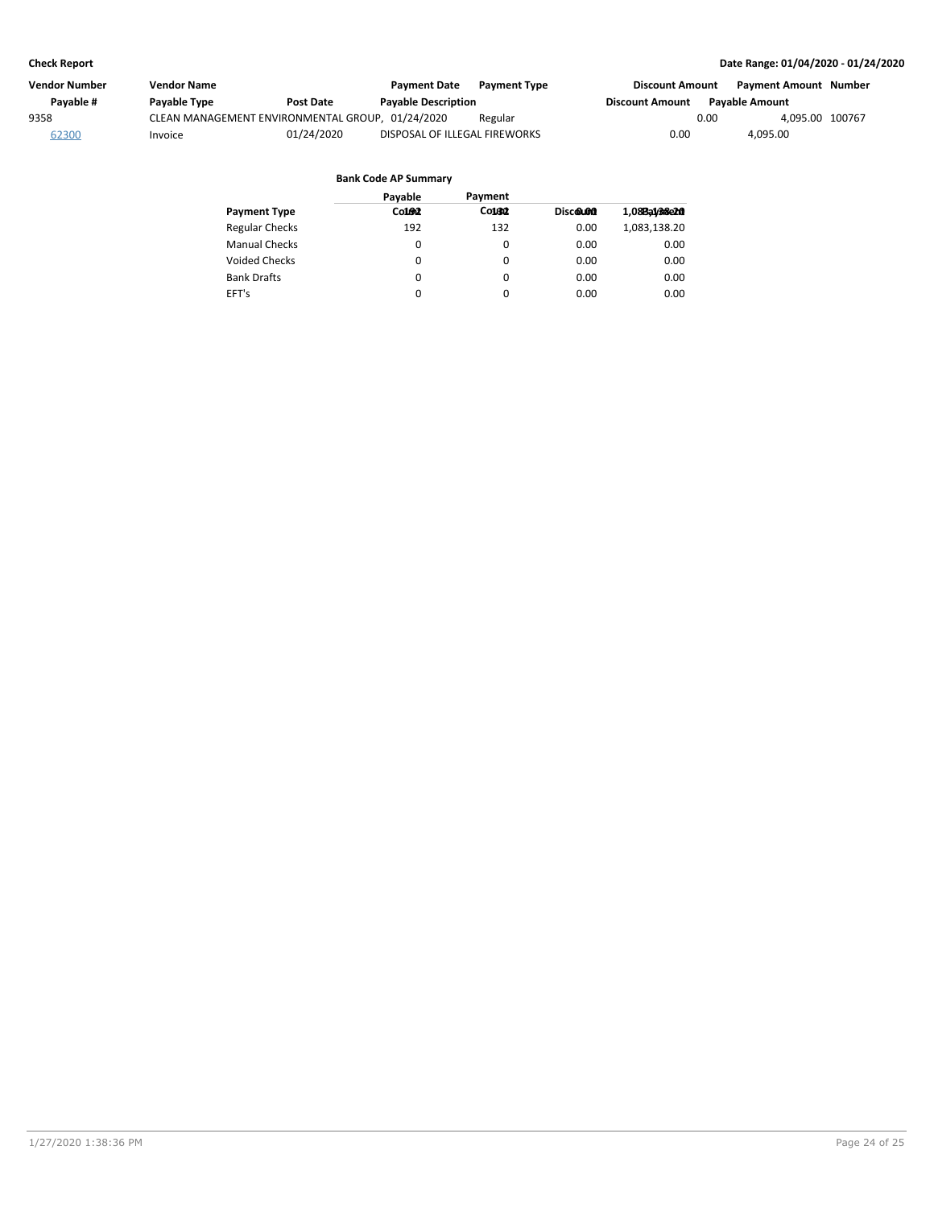**Check Report**

**Date Range: 01/04/2020 - 01/24/2020**

| Vendor Number | Vendor Name | | Payment Date | Payment Type | Discount Amount | Payment Amount | Number |
|---|---|---|---|---|---|---|---|
| Payable # | Payable Type | Post Date | Payable Description | | Discount Amount | Payable Amount | |
| 9358 | CLEAN MANAGEMENT ENVIRONMENTAL GROUP, | | 01/24/2020 | Regular | 0.00 | 4,095.00 | 100767 |
| 62300 | Invoice | 01/24/2020 | DISPOSAL OF ILLEGAL FIREWORKS | | 0.00 | 4,095.00 | |

**Bank Code AP Summary**

| Payment Type | Payable Count | Payment Count | Discount | Payment |
|---|---|---|---|---|
| Regular Checks | 192 | 132 | 0.00 | 1,083,138.20 |
| Manual Checks | 0 | 0 | 0.00 | 0.00 |
| Voided Checks | 0 | 0 | 0.00 | 0.00 |
| Bank Drafts | 0 | 0 | 0.00 | 0.00 |
| EFT's | 0 | 0 | 0.00 | 0.00 |
| | 192 | 132 | 0.00 | 1,083,138.20 |

1/27/2020 1:38:36 PM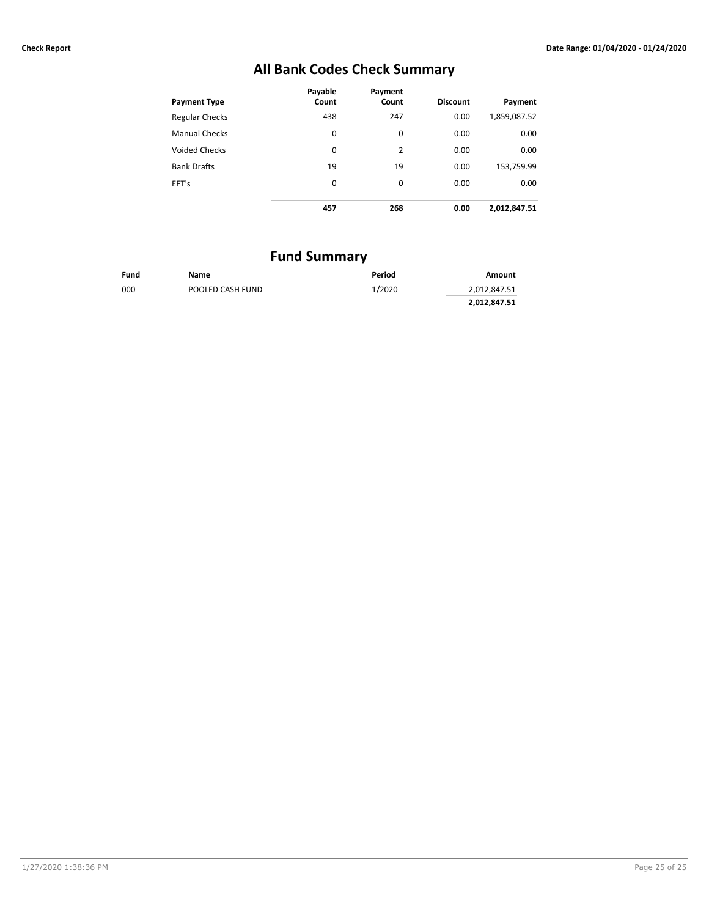# All Bank Codes Check Summary

| Payment Type | Payable Count | Payment Count | Discount | Payment |
|---|---|---|---|---|
| Regular Checks | 438 | 247 | 0.00 | 1,859,087.52 |
| Manual Checks | 0 | 0 | 0.00 | 0.00 |
| Voided Checks | 0 | 2 | 0.00 | 0.00 |
| Bank Drafts | 19 | 19 | 0.00 | 153,759.99 |
| EFT's | 0 | 0 | 0.00 | 0.00 |
| | **457** | **268** | **0.00** | **2,012,847.51** |

# Fund Summary

| Fund | Name | Period | Amount |
|---|---|---|---|
| 000 | POOLED CASH FUND | 1/2020 | 2,012,847.51 |
| | | | **2,012,847.51** |